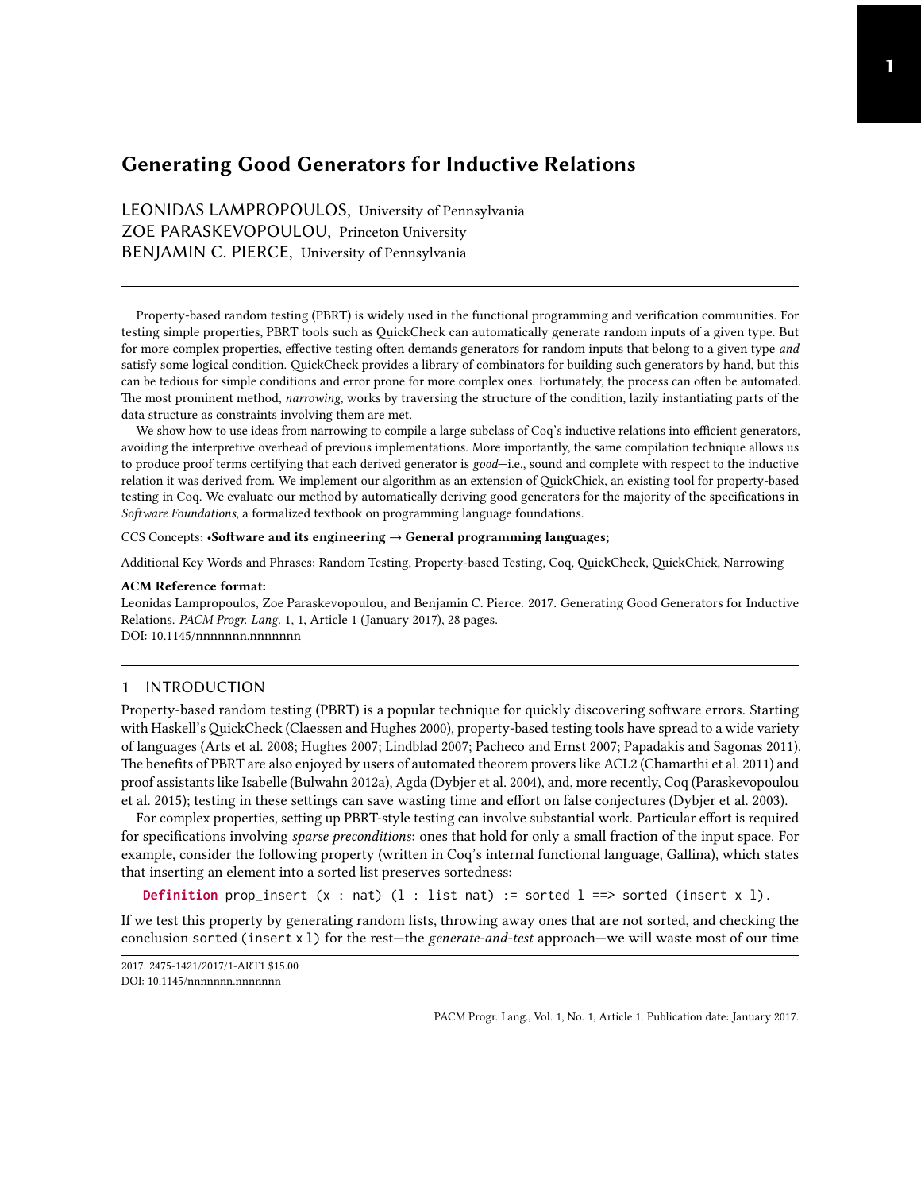# Generating Good Generators for Inductive Relations

LEONIDAS LAMPROPOULOS, University of Pennsylvania
ZOE PARASKEVOPOULOU, Princeton University
BENJAMIN C. PIERCE, University of Pennsylvania

Property-based random testing (PBRT) is widely used in the functional programming and verification communities. For testing simple properties, PBRT tools such as QuickCheck can automatically generate random inputs of a given type. But for more complex properties, effective testing often demands generators for random inputs that belong to a given type *and* satisfy some logical condition. QuickCheck provides a library of combinators for building such generators by hand, but this can be tedious for simple conditions and error prone for more complex ones. Fortunately, the process can often be automated. The most prominent method, *narrowing*, works by traversing the structure of the condition, lazily instantiating parts of the data structure as constraints involving them are met.

We show how to use ideas from narrowing to compile a large subclass of Coq's inductive relations into efficient generators, avoiding the interpretive overhead of previous implementations. More importantly, the same compilation technique allows us to produce proof terms certifying that each derived generator is *good*—i.e., sound and complete with respect to the inductive relation it was derived from. We implement our algorithm as an extension of QuickChick, an existing tool for property-based testing in Coq. We evaluate our method by automatically deriving good generators for the majority of the specifications in *Software Foundations*, a formalized textbook on programming language foundations.

CCS Concepts: •**Software and its engineering → General programming languages;**

Additional Key Words and Phrases: Random Testing, Property-based Testing, Coq, QuickCheck, QuickChick, Narrowing

**ACM Reference format:**
Leonidas Lampropoulos, Zoe Paraskevopoulou, and Benjamin C. Pierce. 2017. Generating Good Generators for Inductive Relations. *PACM Progr. Lang.* 1, 1, Article 1 (January 2017), 28 pages.
DOI: 10.1145/nnnnnnn.nnnnnnn

## 1 INTRODUCTION

Property-based random testing (PBRT) is a popular technique for quickly discovering software errors. Starting with Haskell's QuickCheck (Claessen and Hughes 2000), property-based testing tools have spread to a wide variety of languages (Arts et al. 2008; Hughes 2007; Lindblad 2007; Pacheco and Ernst 2007; Papadakis and Sagonas 2011). The benefits of PBRT are also enjoyed by users of automated theorem provers like ACL2 (Chamarthi et al. 2011) and proof assistants like Isabelle (Bulwahn 2012a), Agda (Dybjer et al. 2004), and, more recently, Coq (Paraskevopoulou et al. 2015); testing in these settings can save wasting time and effort on false conjectures (Dybjer et al. 2003).

For complex properties, setting up PBRT-style testing can involve substantial work. Particular effort is required for specifications involving *sparse preconditions*: ones that hold for only a small fraction of the input space. For example, consider the following property (written in Coq's internal functional language, Gallina), which states that inserting an element into a sorted list preserves sortedness:

```
Definition prop_insert (x : nat) (l : list nat) := sorted l ==> sorted (insert x l).
```

If we test this property by generating random lists, throwing away ones that are not sorted, and checking the conclusion `sorted (insert x l)` for the rest—the *generate-and-test* approach—we will waste most of our time

2017. 2475-1421/2017/1-ART1 $15.00
DOI: 10.1145/nnnnnnn.nnnnnnn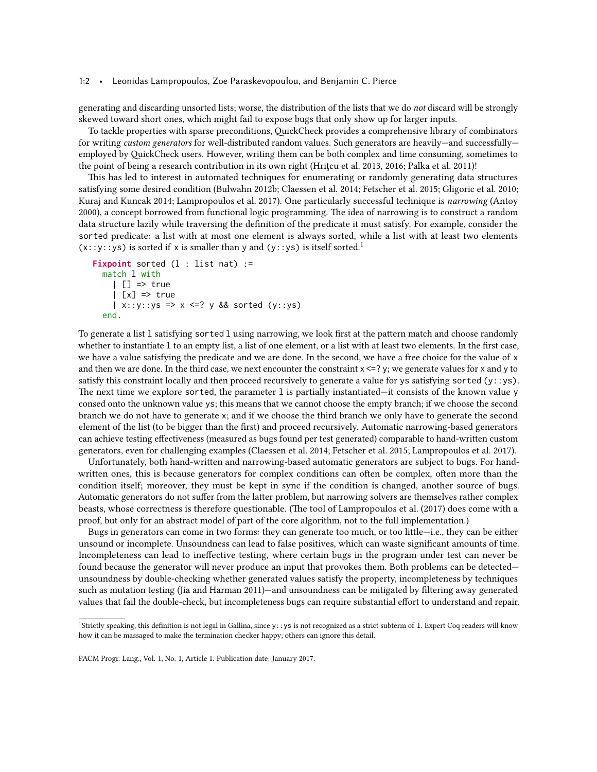generating and discarding unsorted lists; worse, the distribution of the lists that we do *not* discard will be strongly skewed toward short ones, which might fail to expose bugs that only show up for larger inputs.

To tackle properties with sparse preconditions, QuickCheck provides a comprehensive library of combinators for writing *custom generators* for well-distributed random values. Such generators are heavily—and successfully—employed by QuickCheck users. However, writing them can be both complex and time consuming, sometimes to the point of being a research contribution in its own right (Hriţcu et al. 2013, 2016; Palka et al. 2011)!

This has led to interest in automated techniques for enumerating or randomly generating data structures satisfying some desired condition (Bulwahn 2012b; Claessen et al. 2014; Fetscher et al. 2015; Gligoric et al. 2010; Kuraj and Kuncak 2014; Lampropoulos et al. 2017). One particularly successful technique is *narrowing* (Antoy 2000), a concept borrowed from functional logic programming. The idea of narrowing is to construct a random data structure lazily while traversing the definition of the predicate it must satisfy. For example, consider the `sorted` predicate: a list with at most one element is always sorted, while a list with at least two elements (`x::y::ys`) is sorted if `x` is smaller than `y` and (`y::ys`) is itself sorted.[1]

```
Fixpoint sorted (l : list nat) :=
  match l with
    | [] => true
    | [x] => true
    | x::y::ys => x <=? y && sorted (y::ys)
  end.
```

To generate a list `l` satisfying `sorted l` using narrowing, we look first at the pattern match and choose randomly whether to instantiate `l` to an empty list, a list of one element, or a list with at least two elements. In the first case, we have a value satisfying the predicate and we are done. In the second, we have a free choice for the value of `x` and then we are done. In the third case, we next encounter the constraint `x <=? y`; we generate values for `x` and `y` to satisfy this constraint locally and then proceed recursively to generate a value for `ys` satisfying `sorted (y::ys)`. The next time we explore `sorted`, the parameter `l` is partially instantiated—it consists of the known value `y` consed onto the unknown value `ys`; this means that we cannot choose the empty branch; if we choose the second branch we do not have to generate `x`; and if we choose the third branch we only have to generate the second element of the list (to be bigger than the first) and proceed recursively. Automatic narrowing-based generators can achieve testing effectiveness (measured as bugs found per test generated) comparable to hand-written custom generators, even for challenging examples (Claessen et al. 2014; Fetscher et al. 2015; Lampropoulos et al. 2017).

Unfortunately, both hand-written and narrowing-based automatic generators are subject to bugs. For hand-written ones, this is because generators for complex conditions can often be complex, often more than the condition itself; moreover, they must be kept in sync if the condition is changed, another source of bugs. Automatic generators do not suffer from the latter problem, but narrowing solvers are themselves rather complex beasts, whose correctness is therefore questionable. (The tool of Lampropoulos et al. (2017) does come with a proof, but only for an abstract model of part of the core algorithm, not to the full implementation.)

Bugs in generators can come in two forms: they can generate too much, or too little—i.e., they can be either unsound or incomplete. Unsoundness can lead to false positives, which can waste significant amounts of time. Incompleteness can lead to ineffective testing, where certain bugs in the program under test can never be found because the generator will never produce an input that provokes them. Both problems can be detected—unsoundness by double-checking whether generated values satisfy the property, incompleteness by techniques such as mutation testing (Jia and Harman 2011)—and unsoundness can be mitigated by filtering away generated values that fail the double-check, but incompleteness bugs can require substantial effort to understand and repair.

[1] Strictly speaking, this definition is not legal in Gallina, since `y::ys` is not recognized as a strict subterm of `l`. Expert Coq readers will know how it can be massaged to make the termination checker happy; others can ignore this detail.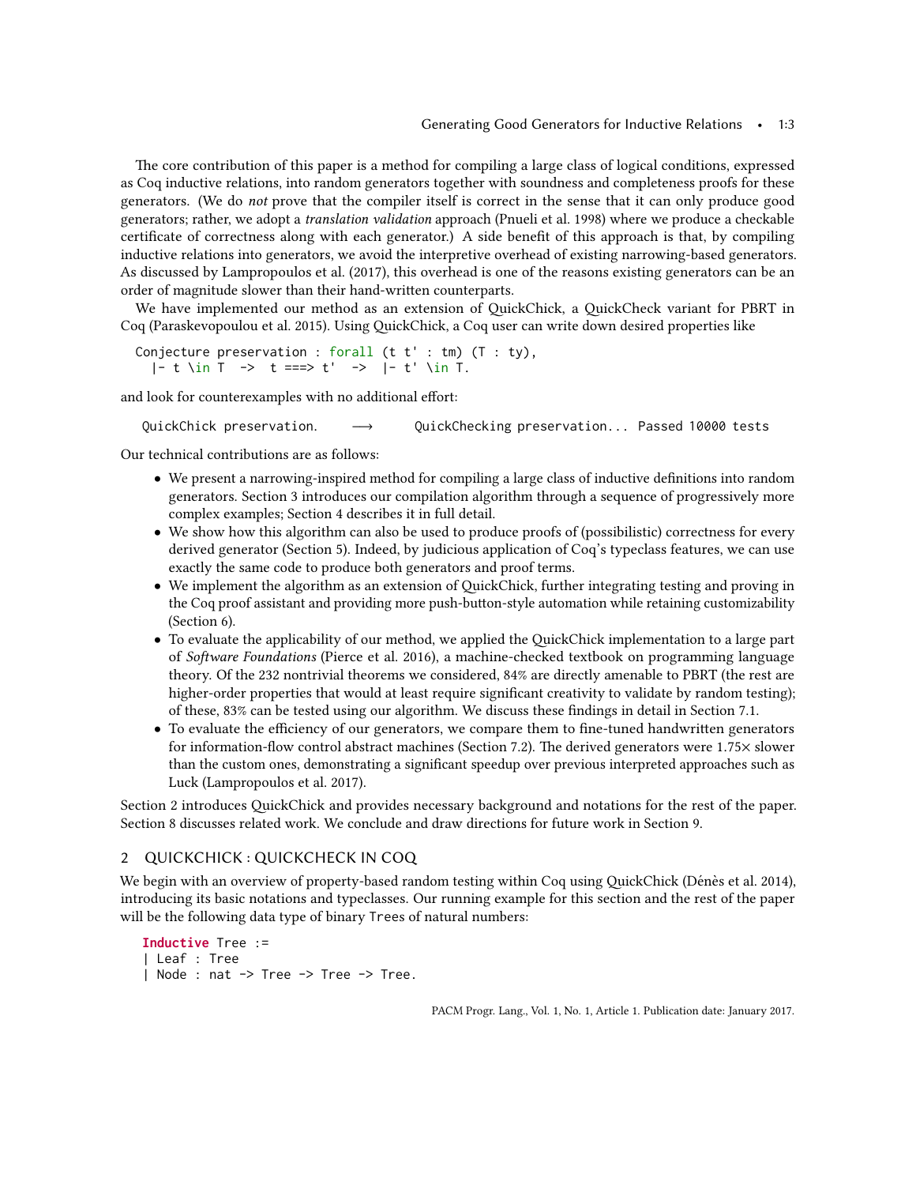The core contribution of this paper is a method for compiling a large class of logical conditions, expressed as Coq inductive relations, into random generators together with soundness and completeness proofs for these generators. (We do *not* prove that the compiler itself is correct in the sense that it can only produce good generators; rather, we adopt a *translation validation* approach (Pnueli et al. 1998) where we produce a checkable certificate of correctness along with each generator.) A side benefit of this approach is that, by compiling inductive relations into generators, we avoid the interpretive overhead of existing narrowing-based generators. As discussed by Lampropoulos et al. (2017), this overhead is one of the reasons existing generators can be an order of magnitude slower than their hand-written counterparts.

We have implemented our method as an extension of QuickChick, a QuickCheck variant for PBRT in Coq (Paraskevopoulou et al. 2015). Using QuickChick, a Coq user can write down desired properties like

```
Conjecture preservation : forall (t t' : tm) (T : ty),
  |- t \in T  ->  t ===> t'  ->  |- t' \in T.
```

and look for counterexamples with no additional effort:

```
QuickChick preservation.    ⟶    QuickChecking preservation... Passed 10000 tests
```

Our technical contributions are as follows:

- We present a narrowing-inspired method for compiling a large class of inductive definitions into random generators. Section 3 introduces our compilation algorithm through a sequence of progressively more complex examples; Section 4 describes it in full detail.
- We show how this algorithm can also be used to produce proofs of (possibilistic) correctness for every derived generator (Section 5). Indeed, by judicious application of Coq's typeclass features, we can use exactly the same code to produce both generators and proof terms.
- We implement the algorithm as an extension of QuickChick, further integrating testing and proving in the Coq proof assistant and providing more push-button-style automation while retaining customizability (Section 6).
- To evaluate the applicability of our method, we applied the QuickChick implementation to a large part of *Software Foundations* (Pierce et al. 2016), a machine-checked textbook on programming language theory. Of the 232 nontrivial theorems we considered, 84% are directly amenable to PBRT (the rest are higher-order properties that would at least require significant creativity to validate by random testing); of these, 83% can be tested using our algorithm. We discuss these findings in detail in Section 7.1.
- To evaluate the efficiency of our generators, we compare them to fine-tuned handwritten generators for information-flow control abstract machines (Section 7.2). The derived generators were 1.75× slower than the custom ones, demonstrating a significant speedup over previous interpreted approaches such as Luck (Lampropoulos et al. 2017).

Section 2 introduces QuickChick and provides necessary background and notations for the rest of the paper. Section 8 discusses related work. We conclude and draw directions for future work in Section 9.

## 2 QUICKCHICK : QUICKCHECK IN COQ

We begin with an overview of property-based random testing within Coq using QuickChick (Dénès et al. 2014), introducing its basic notations and typeclasses. Our running example for this section and the rest of the paper will be the following data type of binary Trees of natural numbers:

```
Inductive Tree :=
| Leaf : Tree
| Node : nat -> Tree -> Tree -> Tree.
```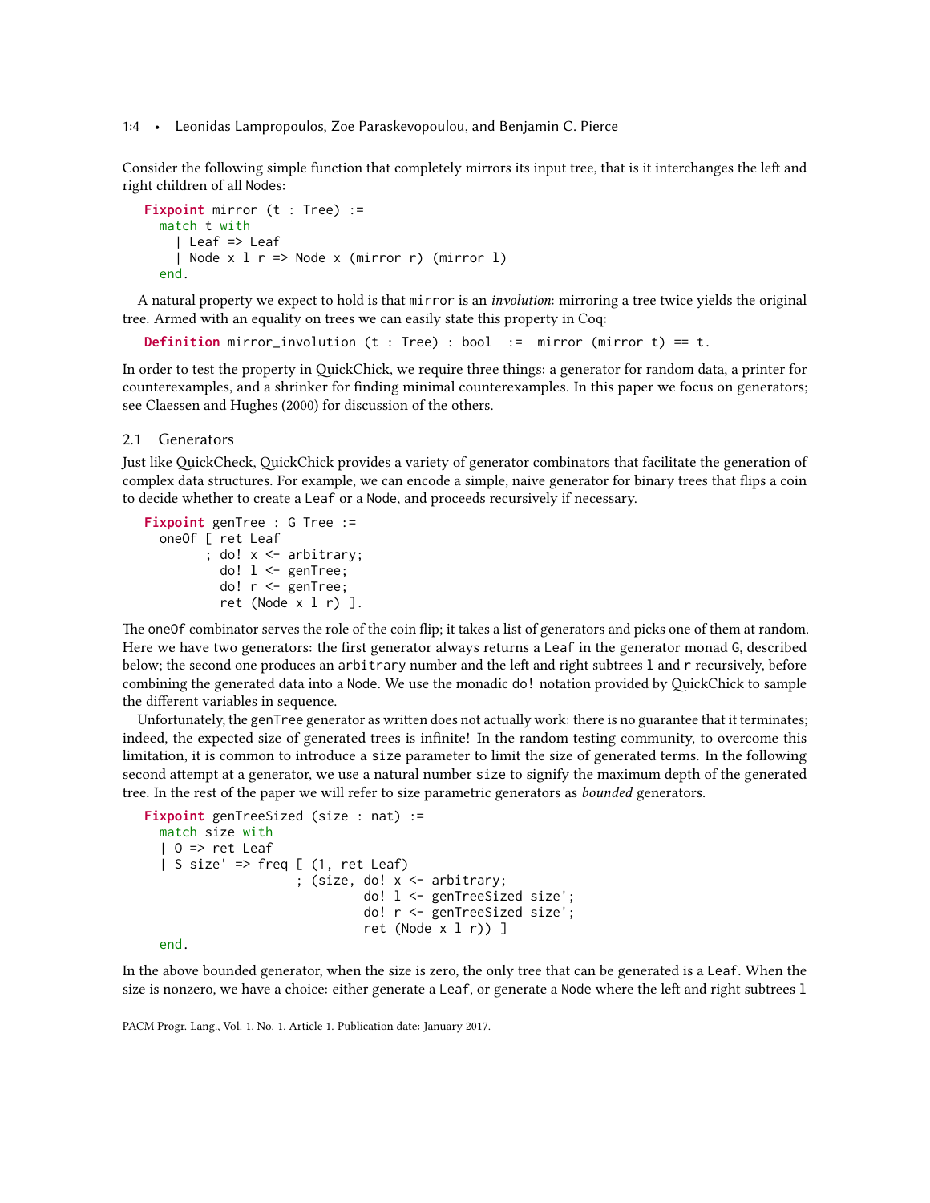Consider the following simple function that completely mirrors its input tree, that is it interchanges the left and right children of all Nodes:

```
Fixpoint mirror (t : Tree) :=
  match t with
    | Leaf => Leaf
    | Node x l r => Node x (mirror r) (mirror l)
  end.
```

A natural property we expect to hold is that `mirror` is an *involution*: mirroring a tree twice yields the original tree. Armed with an equality on trees we can easily state this property in Coq:

```
Definition mirror_involution (t : Tree) : bool  :=  mirror (mirror t) == t.
```

In order to test the property in QuickChick, we require three things: a generator for random data, a printer for counterexamples, and a shrinker for finding minimal counterexamples. In this paper we focus on generators; see Claessen and Hughes (2000) for discussion of the others.

## 2.1 Generators

Just like QuickCheck, QuickChick provides a variety of generator combinators that facilitate the generation of complex data structures. For example, we can encode a simple, naive generator for binary trees that flips a coin to decide whether to create a `Leaf` or a `Node`, and proceeds recursively if necessary.

```
Fixpoint genTree : G Tree :=
  oneOf [ ret Leaf
        ; do! x <- arbitrary;
          do! l <- genTree;
          do! r <- genTree;
          ret (Node x l r) ].
```

The `oneOf` combinator serves the role of the coin flip; it takes a list of generators and picks one of them at random. Here we have two generators: the first generator always returns a `Leaf` in the generator monad `G`, described below; the second one produces an `arbitrary` number and the left and right subtrees `l` and `r` recursively, before combining the generated data into a `Node`. We use the monadic `do!` notation provided by QuickChick to sample the different variables in sequence.

Unfortunately, the `genTree` generator as written does not actually work: there is no guarantee that it terminates; indeed, the expected size of generated trees is infinite! In the random testing community, to overcome this limitation, it is common to introduce a `size` parameter to limit the size of generated terms. In the following second attempt at a generator, we use a natural number `size` to signify the maximum depth of the generated tree. In the rest of the paper we will refer to size parametric generators as *bounded* generators.

```
Fixpoint genTreeSized (size : nat) :=
  match size with
  | O => ret Leaf
  | S size' => freq [ (1, ret Leaf)
                    ; (size, do! x <- arbitrary;
                             do! l <- genTreeSized size';
                             do! r <- genTreeSized size';
                             ret (Node x l r)) ]
  end.
```

In the above bounded generator, when the size is zero, the only tree that can be generated is a `Leaf`. When the size is nonzero, we have a choice: either generate a `Leaf`, or generate a `Node` where the left and right subtrees `l`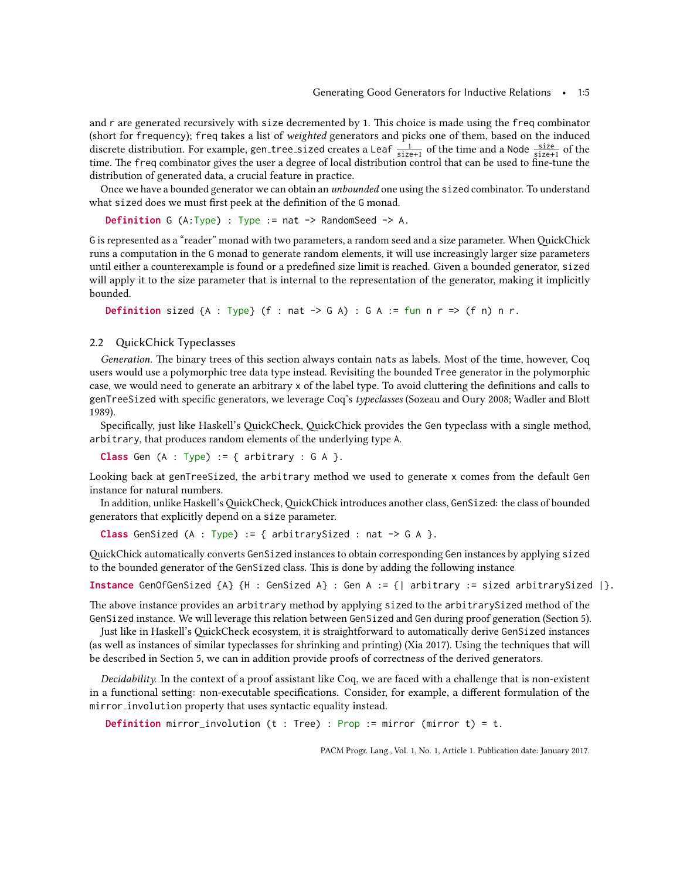and r are generated recursively with size decremented by 1. This choice is made using the freq combinator (short for frequency); freq takes a list of *weighted* generators and picks one of them, based on the induced discrete distribution. For example, gen_tree_sized creates a Leaf $\frac{1}{\text{size}+1}$ of the time and a Node $\frac{\text{size}}{\text{size}+1}$ of the time. The freq combinator gives the user a degree of local distribution control that can be used to fine-tune the distribution of generated data, a crucial feature in practice.

Once we have a bounded generator we can obtain an *unbounded* one using the sized combinator. To understand what sized does we must first peek at the definition of the G monad.

```
Definition G (A:Type) : Type := nat -> RandomSeed -> A.
```

G is represented as a "reader" monad with two parameters, a random seed and a size parameter. When QuickChick runs a computation in the G monad to generate random elements, it will use increasingly larger size parameters until either a counterexample is found or a predefined size limit is reached. Given a bounded generator, sized will apply it to the size parameter that is internal to the representation of the generator, making it implicitly bounded.

```
Definition sized {A : Type} (f : nat -> G A) : G A := fun n r => (f n) n r.
```

## 2.2 QuickChick Typeclasses

*Generation.* The binary trees of this section always contain nats as labels. Most of the time, however, Coq users would use a polymorphic tree data type instead. Revisiting the bounded Tree generator in the polymorphic case, we would need to generate an arbitrary x of the label type. To avoid cluttering the definitions and calls to genTreeSized with specific generators, we leverage Coq's *typeclasses* (Sozeau and Oury 2008; Wadler and Blott 1989).

Specifically, just like Haskell's QuickCheck, QuickChick provides the Gen typeclass with a single method, arbitrary, that produces random elements of the underlying type A.

```
Class Gen (A : Type) := { arbitrary : G A }.
```

Looking back at genTreeSized, the arbitrary method we used to generate x comes from the default Gen instance for natural numbers.

In addition, unlike Haskell's QuickCheck, QuickChick introduces another class, GenSized: the class of bounded generators that explicitly depend on a size parameter.

```
Class GenSized (A : Type) := { arbitrarySized : nat -> G A }.
```

QuickChick automatically converts GenSized instances to obtain corresponding Gen instances by applying sized to the bounded generator of the GenSized class. This is done by adding the following instance

```
Instance GenOfGenSized {A} {H : GenSized A} : Gen A := {| arbitrary := sized arbitrarySized |}.
```

The above instance provides an arbitrary method by applying sized to the arbitrarySized method of the GenSized instance. We will leverage this relation between GenSized and Gen during proof generation (Section 5).

Just like in Haskell's QuickCheck ecosystem, it is straightforward to automatically derive GenSized instances (as well as instances of similar typeclasses for shrinking and printing) (Xia 2017). Using the techniques that will be described in Section 5, we can in addition provide proofs of correctness of the derived generators.

*Decidability.* In the context of a proof assistant like Coq, we are faced with a challenge that is non-existent in a functional setting: non-executable specifications. Consider, for example, a different formulation of the mirror_involution property that uses syntactic equality instead.

```
Definition mirror_involution (t : Tree) : Prop := mirror (mirror t) = t.
```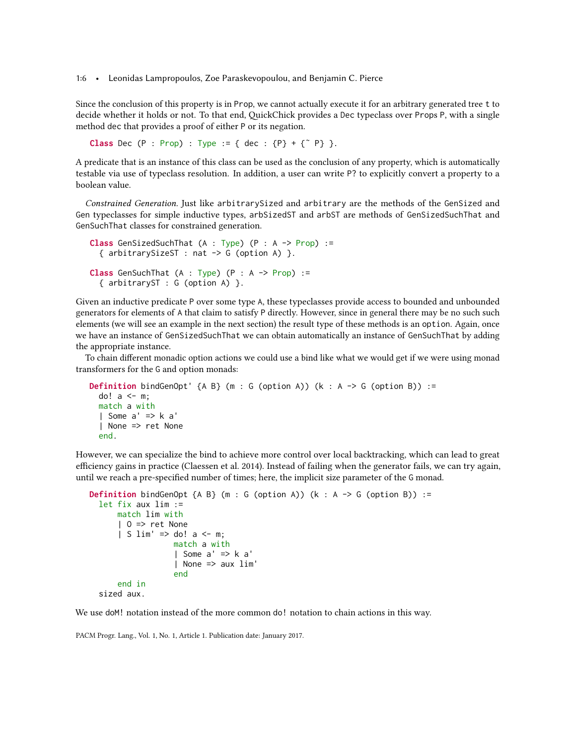Since the conclusion of this property is in Prop, we cannot actually execute it for an arbitrary generated tree t to decide whether it holds or not. To that end, QuickChick provides a Dec typeclass over Props P, with a single method dec that provides a proof of either P or its negation.

```
Class Dec (P : Prop) : Type := { dec : {P} + {~ P} }.
```

A predicate that is an instance of this class can be used as the conclusion of any property, which is automatically testable via use of typeclass resolution. In addition, a user can write P? to explicitly convert a property to a boolean value.

*Constrained Generation.* Just like arbitrarySized and arbitrary are the methods of the GenSized and Gen typeclasses for simple inductive types, arbSizedST and arbST are methods of GenSizedSuchThat and GenSuchThat classes for constrained generation.

```
Class GenSizedSuchThat (A : Type) (P : A -> Prop) :=
  { arbitrarySizeST : nat -> G (option A) }.

Class GenSuchThat (A : Type) (P : A -> Prop) :=
  { arbitraryST : G (option A) }.
```

Given an inductive predicate P over some type A, these typeclasses provide access to bounded and unbounded generators for elements of A that claim to satisfy P directly. However, since in general there may be no such such elements (we will see an example in the next section) the result type of these methods is an option. Again, once we have an instance of GenSizedSuchThat we can obtain automatically an instance of GenSuchThat by adding the appropriate instance.

To chain different monadic option actions we could use a bind like what we would get if we were using monad transformers for the G and option monads:

```
Definition bindGenOpt' {A B} (m : G (option A)) (k : A -> G (option B)) :=
  do! a <- m;
  match a with
  | Some a' => k a'
  | None => ret None
  end.
```

However, we can specialize the bind to achieve more control over local backtracking, which can lead to great efficiency gains in practice (Claessen et al. 2014). Instead of failing when the generator fails, we can try again, until we reach a pre-specified number of times; here, the implicit size parameter of the G monad.

```
Definition bindGenOpt {A B} (m : G (option A)) (k : A -> G (option B)) :=
  let fix aux lim :=
      match lim with
      | O => ret None
      | S lim' => do! a <- m;
                  match a with
                  | Some a' => k a'
                  | None => aux lim'
                  end
      end in
  sized aux.
```

We use doM! notation instead of the more common do! notation to chain actions in this way.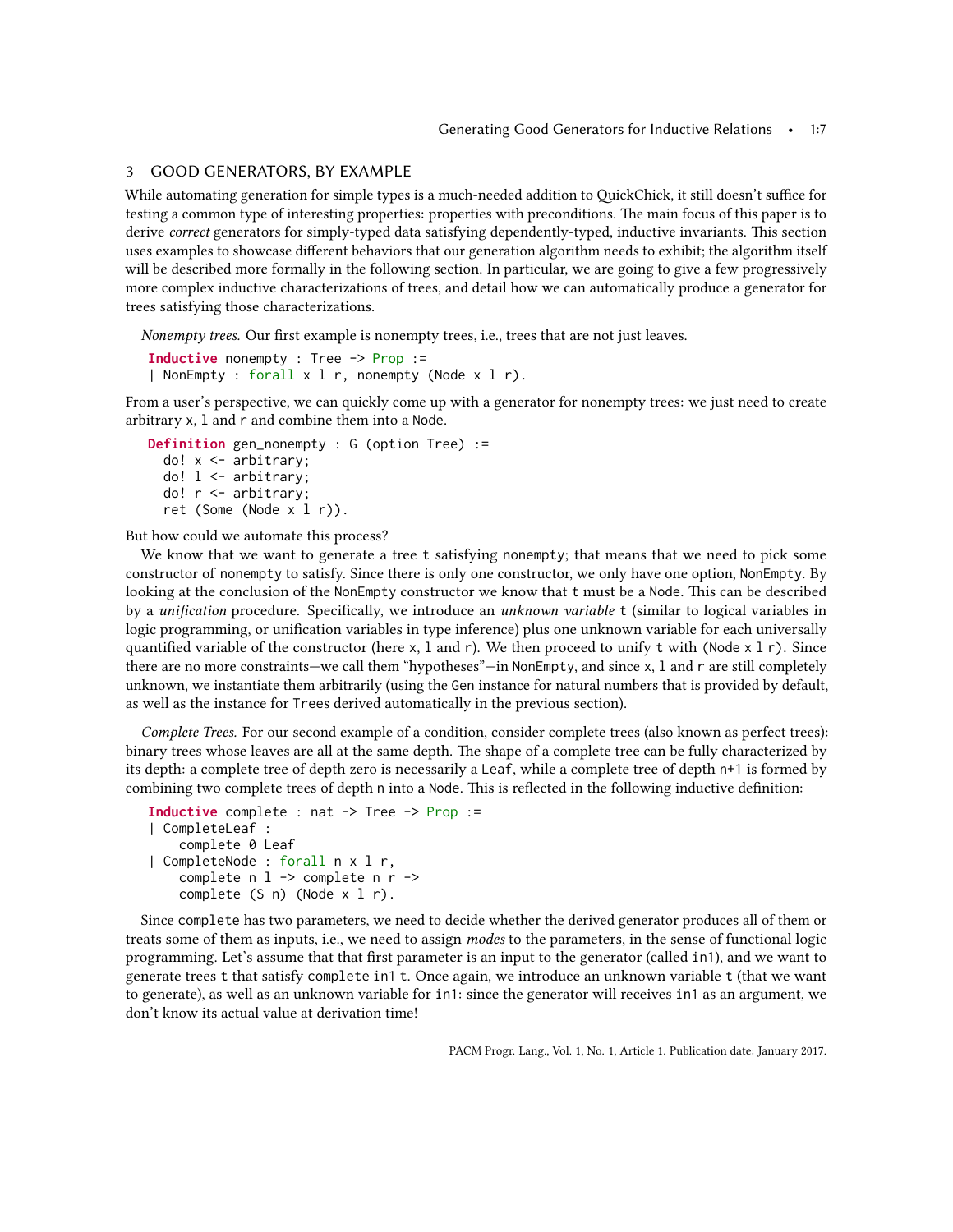## 3 GOOD GENERATORS, BY EXAMPLE

While automating generation for simple types is a much-needed addition to QuickChick, it still doesn't suffice for testing a common type of interesting properties: properties with preconditions. The main focus of this paper is to derive *correct* generators for simply-typed data satisfying dependently-typed, inductive invariants. This section uses examples to showcase different behaviors that our generation algorithm needs to exhibit; the algorithm itself will be described more formally in the following section. In particular, we are going to give a few progressively more complex inductive characterizations of trees, and detail how we can automatically produce a generator for trees satisfying those characterizations.

*Nonempty trees.* Our first example is nonempty trees, i.e., trees that are not just leaves.

```
Inductive nonempty : Tree -> Prop :=
| NonEmpty : forall x l r, nonempty (Node x l r).
```

From a user's perspective, we can quickly come up with a generator for nonempty trees: we just need to create arbitrary `x`, `l` and `r` and combine them into a `Node`.

```
Definition gen_nonempty : G (option Tree) :=
  do! x <- arbitrary;
  do! l <- arbitrary;
  do! r <- arbitrary;
  ret (Some (Node x l r)).
```

But how could we automate this process?

We know that we want to generate a tree `t` satisfying `nonempty`; that means that we need to pick some constructor of `nonempty` to satisfy. Since there is only one constructor, we only have one option, `NonEmpty`. By looking at the conclusion of the `NonEmpty` constructor we know that `t` must be a `Node`. This can be described by a *unification* procedure. Specifically, we introduce an *unknown variable* `t` (similar to logical variables in logic programming, or unification variables in type inference) plus one unknown variable for each universally quantified variable of the constructor (here `x`, `l` and `r`). We then proceed to unify `t` with `(Node x l r)`. Since there are no more constraints—we call them "hypotheses"—in `NonEmpty`, and since `x`, `l` and `r` are still completely unknown, we instantiate them arbitrarily (using the `Gen` instance for natural numbers that is provided by default, as well as the instance for `Trees` derived automatically in the previous section).

*Complete Trees.* For our second example of a condition, consider complete trees (also known as perfect trees): binary trees whose leaves are all at the same depth. The shape of a complete tree can be fully characterized by its depth: a complete tree of depth zero is necessarily a `Leaf`, while a complete tree of depth `n+1` is formed by combining two complete trees of depth `n` into a `Node`. This is reflected in the following inductive definition:

```
Inductive complete : nat -> Tree -> Prop :=
| CompleteLeaf :
    complete 0 Leaf
| CompleteNode : forall n x l r,
    complete n l -> complete n r ->
    complete (S n) (Node x l r).
```

Since `complete` has two parameters, we need to decide whether the derived generator produces all of them or treats some of them as inputs, i.e., we need to assign *modes* to the parameters, in the sense of functional logic programming. Let's assume that that first parameter is an input to the generator (called `in1`), and we want to generate trees `t` that satisfy `complete in1 t`. Once again, we introduce an unknown variable `t` (that we want to generate), as well as an unknown variable for `in1`: since the generator will receives `in1` as an argument, we don't know its actual value at derivation time!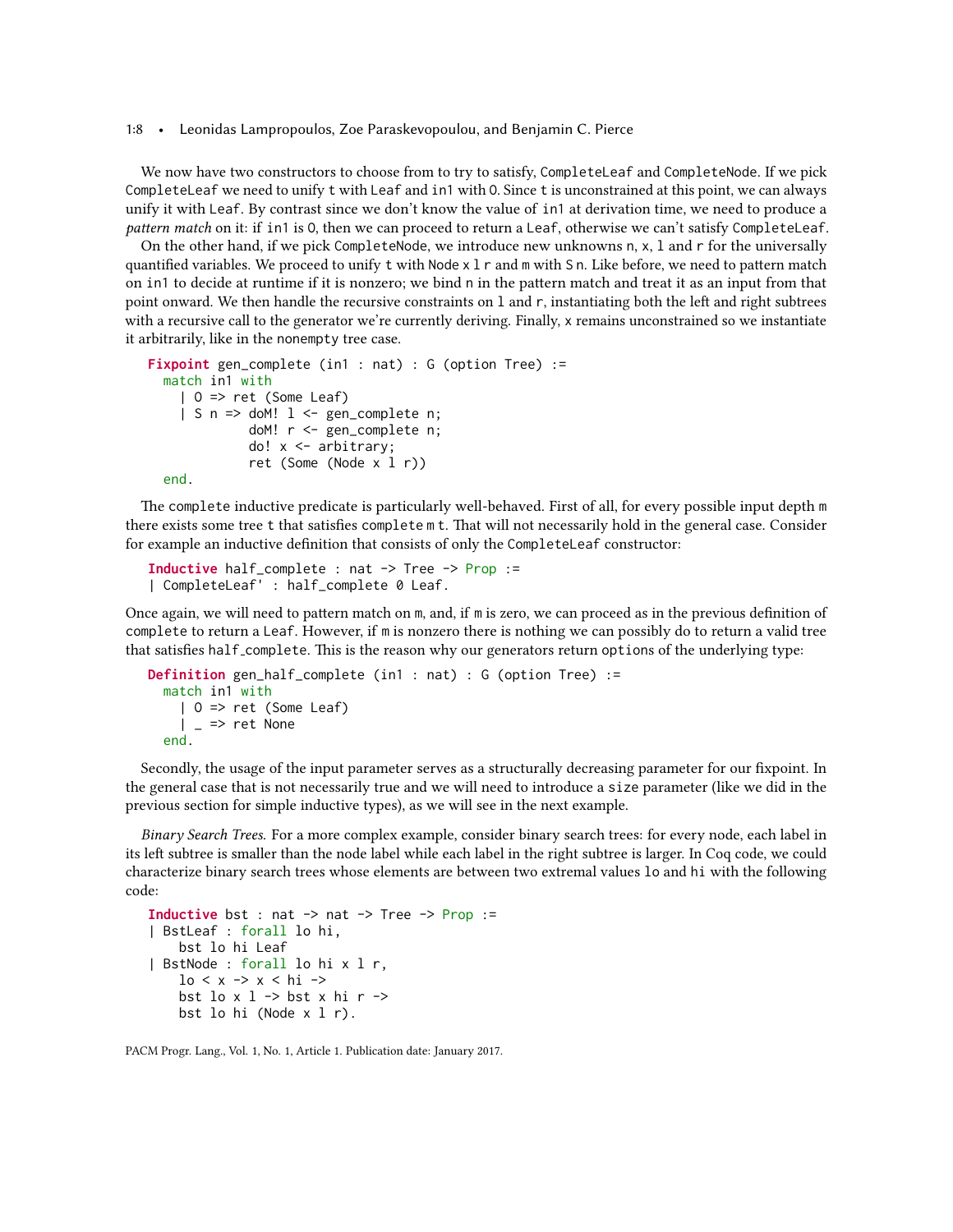We now have two constructors to choose from to try to satisfy, `CompleteLeaf` and `CompleteNode`. If we pick `CompleteLeaf` we need to unify `t` with `Leaf` and `in1` with `O`. Since `t` is unconstrained at this point, we can always unify it with `Leaf`. By contrast since we don't know the value of `in1` at derivation time, we need to produce a *pattern match* on it: if `in1` is `O`, then we can proceed to return a `Leaf`, otherwise we can't satisfy `CompleteLeaf`.

On the other hand, if we pick `CompleteNode`, we introduce new unknowns `n`, `x`, `l` and `r` for the universally quantified variables. We proceed to unify `t` with `Node x l r` and `m` with `S n`. Like before, we need to pattern match on `in1` to decide at runtime if it is nonzero; we bind `n` in the pattern match and treat it as an input from that point onward. We then handle the recursive constraints on `l` and `r`, instantiating both the left and right subtrees with a recursive call to the generator we're currently deriving. Finally, `x` remains unconstrained so we instantiate it arbitrarily, like in the `nonempty` tree case.

```
Fixpoint gen_complete (in1 : nat) : G (option Tree) :=
  match in1 with
    | O => ret (Some Leaf)
    | S n => doM! l <- gen_complete n;
             doM! r <- gen_complete n;
             do! x <- arbitrary;
             ret (Some (Node x l r))
  end.
```

The `complete` inductive predicate is particularly well-behaved. First of all, for every possible input depth `m` there exists some tree `t` that satisfies `complete m t`. That will not necessarily hold in the general case. Consider for example an inductive definition that consists of only the `CompleteLeaf` constructor:

```
Inductive half_complete : nat -> Tree -> Prop :=
| CompleteLeaf' : half_complete 0 Leaf.
```

Once again, we will need to pattern match on `m`, and, if `m` is zero, we can proceed as in the previous definition of `complete` to return a `Leaf`. However, if `m` is nonzero there is nothing we can possibly do to return a valid tree that satisfies `half_complete`. This is the reason why our generators return `option`s of the underlying type:

```
Definition gen_half_complete (in1 : nat) : G (option Tree) :=
  match in1 with
    | O => ret (Some Leaf)
    | _ => ret None
  end.
```

Secondly, the usage of the input parameter serves as a structurally decreasing parameter for our fixpoint. In the general case that is not necessarily true and we will need to introduce a `size` parameter (like we did in the previous section for simple inductive types), as we will see in the next example.

*Binary Search Trees.* For a more complex example, consider binary search trees: for every node, each label in its left subtree is smaller than the node label while each label in the right subtree is larger. In Coq code, we could characterize binary search trees whose elements are between two extremal values `lo` and `hi` with the following code:

```
Inductive bst : nat -> nat -> Tree -> Prop :=
| BstLeaf : forall lo hi,
    bst lo hi Leaf
| BstNode : forall lo hi x l r,
    lo < x -> x < hi ->
    bst lo x l -> bst x hi r ->
    bst lo hi (Node x l r).
```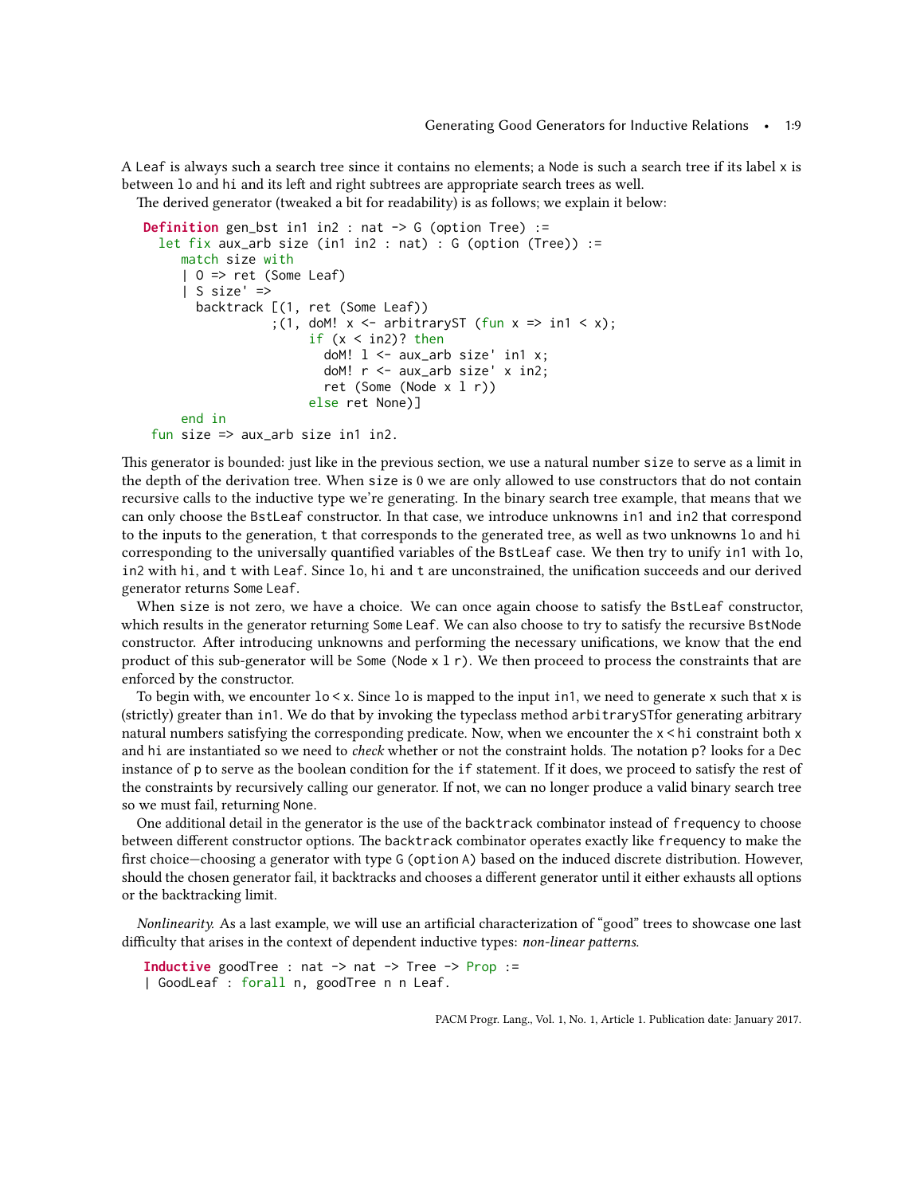A `Leaf` is always such a search tree since it contains no elements; a `Node` is such a search tree if its label `x` is between `lo` and `hi` and its left and right subtrees are appropriate search trees as well.

The derived generator (tweaked a bit for readability) is as follows; we explain it below:

```
Definition gen_bst in1 in2 : nat -> G (option Tree) :=
  let fix aux_arb size (in1 in2 : nat) : G (option (Tree)) :=
     match size with
     | O => ret (Some Leaf)
     | S size' =>
       backtrack [(1, ret (Some Leaf))
                 ;(1, doM! x <- arbitraryST (fun x => in1 < x);
                      if (x < in2)? then
                        doM! l <- aux_arb size' in1 x;
                        doM! r <- aux_arb size' x in2;
                        ret (Some (Node x l r))
                      else ret None)]
     end in
  fun size => aux_arb size in1 in2.
```

This generator is bounded: just like in the previous section, we use a natural number `size` to serve as a limit in the depth of the derivation tree. When `size` is 0 we are only allowed to use constructors that do not contain recursive calls to the inductive type we're generating. In the binary search tree example, that means that we can only choose the `BstLeaf` constructor. In that case, we introduce unknowns `in1` and `in2` that correspond to the inputs to the generation, `t` that corresponds to the generated tree, as well as two unknowns `lo` and `hi` corresponding to the universally quantified variables of the `BstLeaf` case. We then try to unify `in1` with `lo`, `in2` with `hi`, and `t` with `Leaf`. Since `lo`, `hi` and `t` are unconstrained, the unification succeeds and our derived generator returns `Some Leaf`.

When `size` is not zero, we have a choice. We can once again choose to satisfy the `BstLeaf` constructor, which results in the generator returning `Some Leaf`. We can also choose to try to satisfy the recursive `BstNode` constructor. After introducing unknowns and performing the necessary unifications, we know that the end product of this sub-generator will be `Some (Node x l r)`. We then proceed to process the constraints that are enforced by the constructor.

To begin with, we encounter `lo < x`. Since `lo` is mapped to the input `in1`, we need to generate `x` such that `x` is (strictly) greater than `in1`. We do that by invoking the typeclass method `arbitraryST`for generating arbitrary natural numbers satisfying the corresponding predicate. Now, when we encounter the `x < hi` constraint both `x` and `hi` are instantiated so we need to *check* whether or not the constraint holds. The notation `p?` looks for a `Dec` instance of `p` to serve as the boolean condition for the `if` statement. If it does, we proceed to satisfy the rest of the constraints by recursively calling our generator. If not, we can no longer produce a valid binary search tree so we must fail, returning `None`.

One additional detail in the generator is the use of the `backtrack` combinator instead of `frequency` to choose between different constructor options. The `backtrack` combinator operates exactly like `frequency` to make the first choice—choosing a generator with type `G (option A)` based on the induced discrete distribution. However, should the chosen generator fail, it backtracks and chooses a different generator until it either exhausts all options or the backtracking limit.

*Nonlinearity.* As a last example, we will use an artificial characterization of "good" trees to showcase one last difficulty that arises in the context of dependent inductive types: *non-linear patterns*.

```
Inductive goodTree : nat -> nat -> Tree -> Prop :=
| GoodLeaf : forall n, goodTree n n Leaf.
```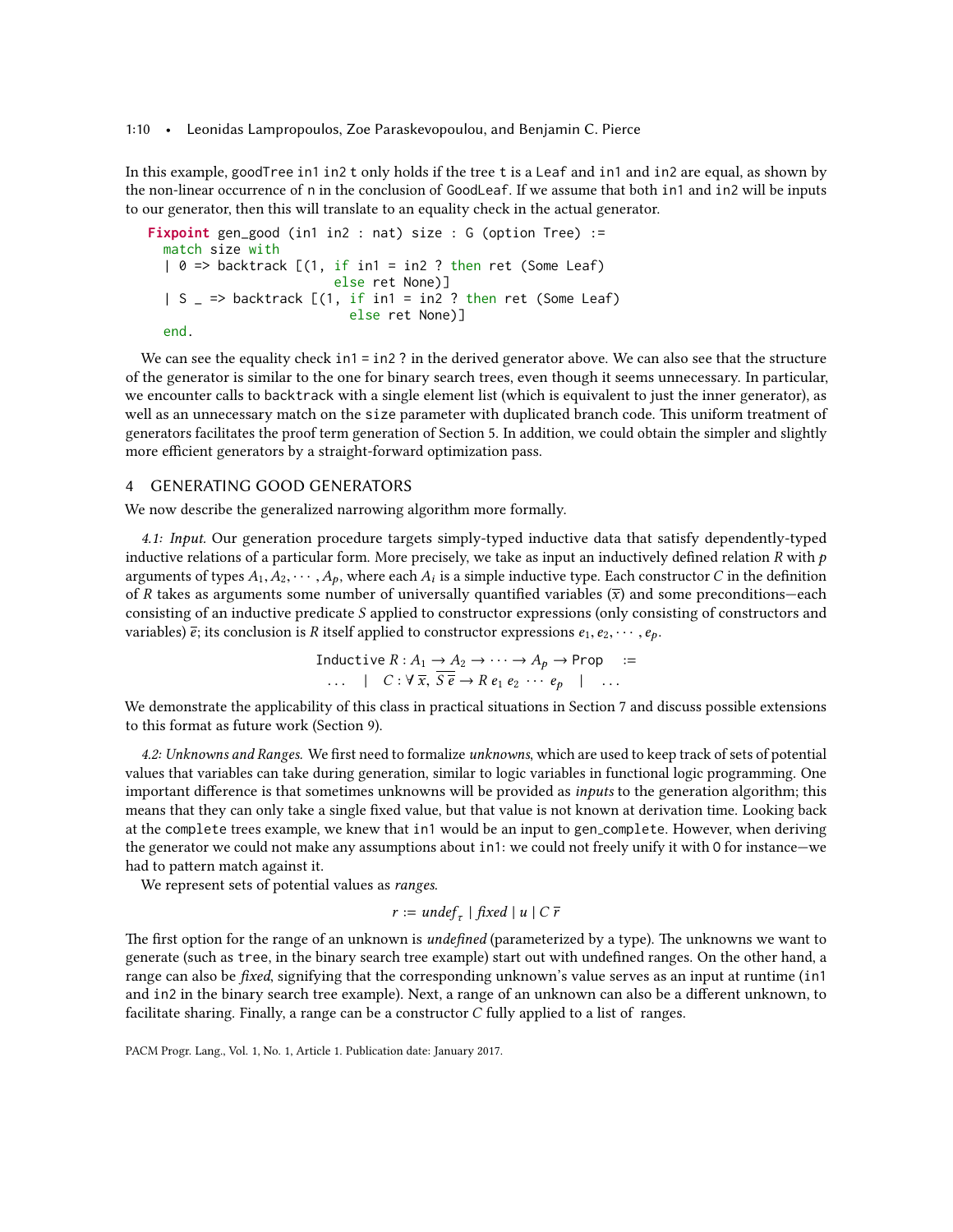In this example, `goodTree in1 in2 t` only holds if the tree `t` is a `Leaf` and `in1` and `in2` are equal, as shown by the non-linear occurrence of `n` in the conclusion of `GoodLeaf`. If we assume that both `in1` and `in2` will be inputs to our generator, then this will translate to an equality check in the actual generator.

```
Fixpoint gen_good (in1 in2 : nat) size : G (option Tree) :=
  match size with
  | 0 => backtrack [(1, if in1 = in2 ? then ret (Some Leaf)
                        else ret None)]
  | S _ => backtrack [(1, if in1 = in2 ? then ret (Some Leaf)
                          else ret None)]
  end.
```

We can see the equality check `in1 = in2 ?` in the derived generator above. We can also see that the structure of the generator is similar to the one for binary search trees, even though it seems unnecessary. In particular, we encounter calls to `backtrack` with a single element list (which is equivalent to just the inner generator), as well as an unnecessary match on the `size` parameter with duplicated branch code. This uniform treatment of generators facilitates the proof term generation of Section 5. In addition, we could obtain the simpler and slightly more efficient generators by a straight-forward optimization pass.

## 4 GENERATING GOOD GENERATORS

We now describe the generalized narrowing algorithm more formally.

*4.1: Input.* Our generation procedure targets simply-typed inductive data that satisfy dependently-typed inductive relations of a particular form. More precisely, we take as input an inductively defined relation $R$ with $p$ arguments of types $A_1, A_2, \cdots, A_p$, where each $A_i$ is a simple inductive type. Each constructor $C$ in the definition of $R$ takes as arguments some number of universally quantified variables ($\overline{x}$) and some preconditions—each consisting of an inductive predicate $S$ applied to constructor expressions (only consisting of constructors and variables) $\overline{e}$; its conclusion is $R$ itself applied to constructor expressions $e_1, e_2, \cdots, e_p$.

$$\texttt{Inductive}\ R : A_1 \to A_2 \to \cdots \to A_p \to \texttt{Prop} \quad := \\ \ldots \quad | \quad C : \forall\, \overline{x},\ \overline{S\,\overline{e}} \to R\ e_1\ e_2\ \cdots\ e_p \quad | \quad \ldots$$

We demonstrate the applicability of this class in practical situations in Section 7 and discuss possible extensions to this format as future work (Section 9).

*4.2: Unknowns and Ranges.* We first need to formalize *unknowns*, which are used to keep track of sets of potential values that variables can take during generation, similar to logic variables in functional logic programming. One important difference is that sometimes unknowns will be provided as *inputs* to the generation algorithm; this means that they can only take a single fixed value, but that value is not known at derivation time. Looking back at the `complete` trees example, we knew that `in1` would be an input to `gen_complete`. However, when deriving the generator we could not make any assumptions about `in1`: we could not freely unify it with `O` for instance—we had to pattern match against it.

We represent sets of potential values as *ranges*.

$$r := \mathit{undef}_\tau \mid \mathit{fixed} \mid u \mid C\ \overline{r}$$

The first option for the range of an unknown is *undefined* (parameterized by a type). The unknowns we want to generate (such as `tree`, in the binary search tree example) start out with undefined ranges. On the other hand, a range can also be *fixed*, signifying that the corresponding unknown's value serves as an input at runtime (`in1` and `in2` in the binary search tree example). Next, a range of an unknown can also be a different unknown, to facilitate sharing. Finally, a range can be a constructor $C$ fully applied to a list of ranges.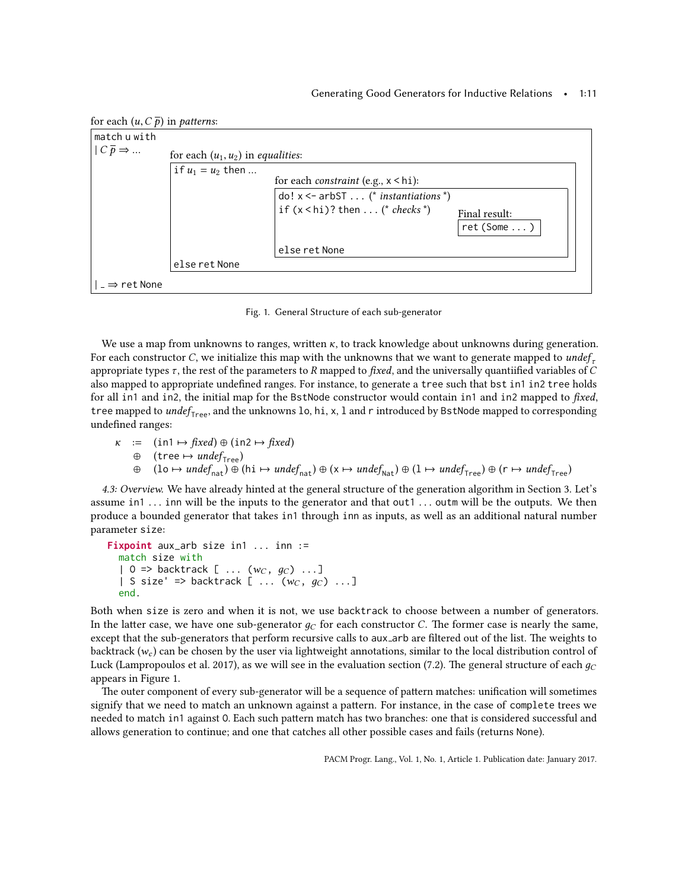for each $(u, C\,\overline{p})$ in *patterns*:

```
match u with
| C p̄ ⇒ ...      for each (u1, u2) in equalities:
                  if u1 = u2 then ...
                                       for each constraint (e.g., x < hi):
                                       do! x <- arbST ... (* instantiations *)
                                       if (x < hi)? then ... (* checks *)      Final result:
                                                                               ret (Some ... )
                                       else ret None
                  else ret None
| _ ⇒ ret None
```

Fig. 1. General Structure of each sub-generator

We use a map from unknowns to ranges, written $\kappa$, to track knowledge about unknowns during generation. For each constructor $C$, we initialize this map with the unknowns that we want to generate mapped to $undef_\tau$ appropriate types $\tau$, the rest of the parameters to $R$ mapped to *fixed*, and the universally quantiified variables of $C$ also mapped to appropriate undefined ranges. For instance, to generate a `tree` such that `bst in1 in2 tree` holds for all `in1` and `in2`, the initial map for the `BstNode` constructor would contain `in1` and `in2` mapped to *fixed*, `tree` mapped to $undef_{\texttt{Tree}}$, and the unknowns `lo`, `hi`, `x`, `l` and `r` introduced by `BstNode` mapped to corresponding undefined ranges:

$$
\begin{aligned}
\kappa \;\; := \;\; & (\texttt{in1} \mapsto \textit{fixed}) \oplus (\texttt{in2} \mapsto \textit{fixed}) \\
\oplus \;\; & (\texttt{tree} \mapsto undef_{\texttt{Tree}}) \\
\oplus \;\; & (\texttt{lo} \mapsto undef_{\texttt{nat}}) \oplus (\texttt{hi} \mapsto undef_{\texttt{nat}}) \oplus (\texttt{x} \mapsto undef_{\texttt{Nat}}) \oplus (\texttt{l} \mapsto undef_{\texttt{Tree}}) \oplus (\texttt{r} \mapsto undef_{\texttt{Tree}})
\end{aligned}
$$

*4.3: Overview.* We have already hinted at the general structure of the generation algorithm in Section 3. Let's assume `in1` ... `inn` will be the inputs to the generator and that `out1` ... `outm` will be the outputs. We then produce a bounded generator that takes `in1` through `inn` as inputs, as well as an additional natural number parameter `size`:

```
Fixpoint aux_arb size in1 ... inn :=
  match size with
  | 0 => backtrack [ ... (w_C, g_C) ...]
  | S size' => backtrack [ ... (w_C, g_C) ...]
  end.
```

Both when `size` is zero and when it is not, we use `backtrack` to choose between a number of generators. In the latter case, we have one sub-generator $g_C$ for each constructor $C$. The former case is nearly the same, except that the sub-generators that perform recursive calls to aux_arb are filtered out of the list. The weights to backtrack ($w_c$) can be chosen by the user via lightweight annotations, similar to the local distribution control of Luck (Lampropoulos et al. 2017), as we will see in the evaluation section (7.2). The general structure of each $g_C$ appears in Figure 1.

The outer component of every sub-generator will be a sequence of pattern matches: unification will sometimes signify that we need to match an unknown against a pattern. For instance, in the case of `complete` trees we needed to match `in1` against 0. Each such pattern match has two branches: one that is considered successful and allows generation to continue; and one that catches all other possible cases and fails (returns `None`).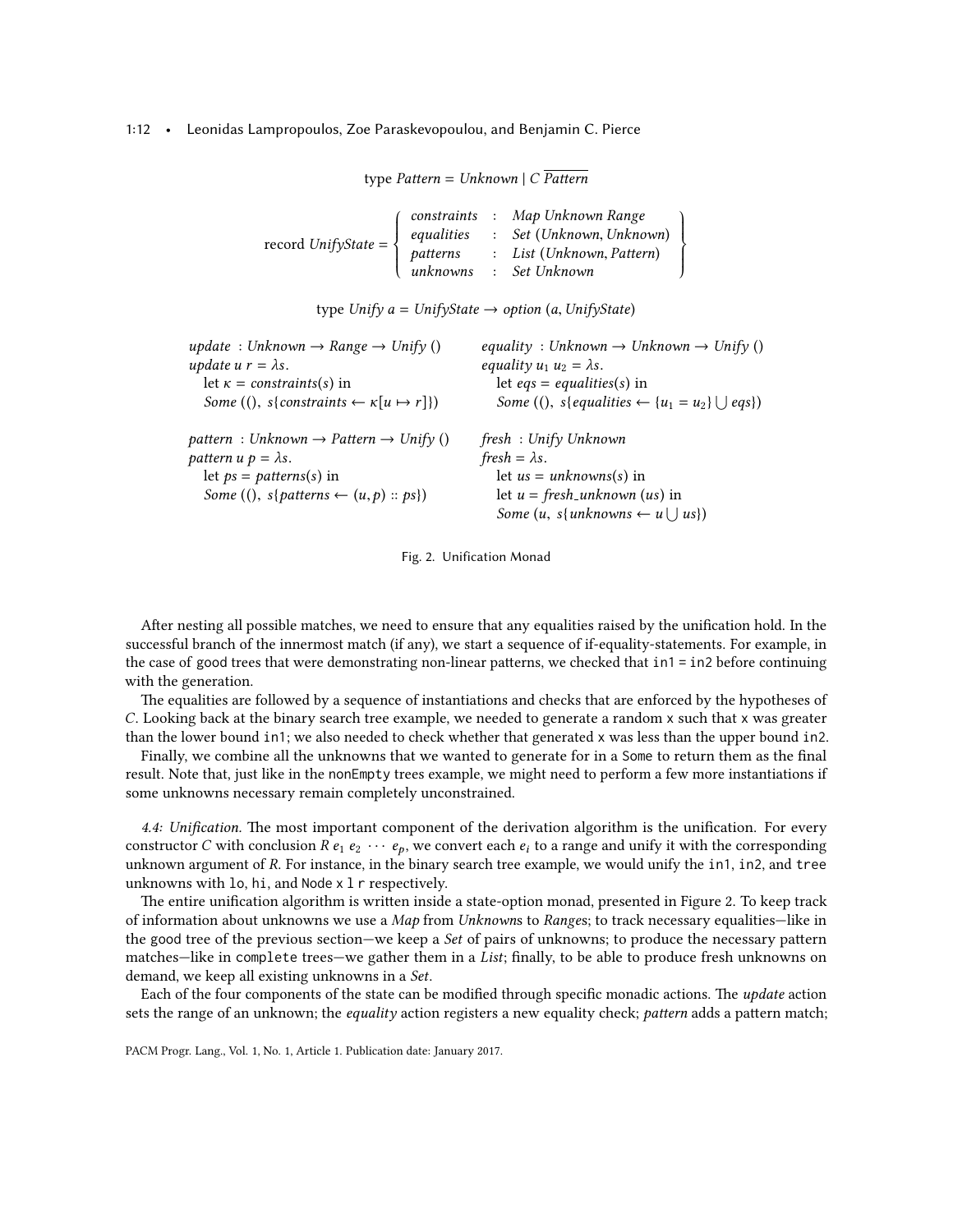$$\text{type } \mathit{Pattern} = \mathit{Unknown} \mid C\ \overline{\mathit{Pattern}}$$

$$\text{record } \mathit{UnifyState} = \left\{ \begin{array}{lcl} \mathit{constraints} & : & \mathit{Map\ Unknown\ Range} \\ \mathit{equalities} & : & \mathit{Set\ (Unknown, Unknown)} \\ \mathit{patterns} & : & \mathit{List\ (Unknown, Pattern)} \\ \mathit{unknowns} & : & \mathit{Set\ Unknown} \end{array} \right\}$$

$$\text{type } \mathit{Unify}\ a = \mathit{UnifyState} \rightarrow \mathit{option}\ (a, \mathit{UnifyState})$$

$$\begin{array}{ll}
\mathit{update}\ : \mathit{Unknown} \rightarrow \mathit{Range} \rightarrow \mathit{Unify}\ () & \mathit{equality}\ : \mathit{Unknown} \rightarrow \mathit{Unknown} \rightarrow \mathit{Unify}\ () \\
\mathit{update}\ u\ r = \lambda s. & \mathit{equality}\ u_1\ u_2 = \lambda s. \\
\quad \text{let } \kappa = \mathit{constraints}(s) \text{ in} & \quad \text{let } \mathit{eqs} = \mathit{equalities}(s) \text{ in} \\
\quad \mathit{Some}\ ((),\ s\{\mathit{constraints} \leftarrow \kappa[u \mapsto r]\}) & \quad \mathit{Some}\ ((),\ s\{\mathit{equalities} \leftarrow \{u_1 = u_2\} \bigcup \mathit{eqs}\}) \\
& \\
\mathit{pattern}\ : \mathit{Unknown} \rightarrow \mathit{Pattern} \rightarrow \mathit{Unify}\ () & \mathit{fresh}\ : \mathit{Unify\ Unknown} \\
\mathit{pattern}\ u\ p = \lambda s. & \mathit{fresh} = \lambda s. \\
\quad \text{let } \mathit{ps} = \mathit{patterns}(s) \text{ in} & \quad \text{let } \mathit{us} = \mathit{unknowns}(s) \text{ in} \\
\quad \mathit{Some}\ ((),\ s\{\mathit{patterns} \leftarrow (u, p) :: \mathit{ps}\}) & \quad \text{let } u = \mathit{fresh\_unknown}\ (\mathit{us}) \text{ in} \\
& \quad \mathit{Some}\ (u,\ s\{\mathit{unknowns} \leftarrow u \bigcup \mathit{us}\})
\end{array}$$

Fig. 2. Unification Monad

After nesting all possible matches, we need to ensure that any equalities raised by the unification hold. In the successful branch of the innermost match (if any), we start a sequence of if-equality-statements. For example, in the case of good trees that were demonstrating non-linear patterns, we checked that `in1 = in2` before continuing with the generation.

The equalities are followed by a sequence of instantiations and checks that are enforced by the hypotheses of $C$. Looking back at the binary search tree example, we needed to generate a random `x` such that `x` was greater than the lower bound `in1`; we also needed to check whether that generated `x` was less than the upper bound `in2`.

Finally, we combine all the unknowns that we wanted to generate for in a `Some` to return them as the final result. Note that, just like in the `nonEmpty` trees example, we might need to perform a few more instantiations if some unknowns necessary remain completely unconstrained.

*4.4: Unification.* The most important component of the derivation algorithm is the unification. For every constructor $C$ with conclusion $R\ e_1\ e_2\ \cdots\ e_p$, we convert each $e_i$ to a range and unify it with the corresponding unknown argument of $R$. For instance, in the binary search tree example, we would unify the `in1`, `in2`, and `tree` unknowns with `lo`, `hi`, and `Node x l r` respectively.

The entire unification algorithm is written inside a state-option monad, presented in Figure 2. To keep track of information about unknowns we use a *Map* from *Unknown*s to *Range*s; to track necessary equalities—like in the good tree of the previous section—we keep a *Set* of pairs of unknowns; to produce the necessary pattern matches—like in `complete` trees—we gather them in a *List*; finally, to be able to produce fresh unknowns on demand, we keep all existing unknowns in a *Set*.

Each of the four components of the state can be modified through specific monadic actions. The *update* action sets the range of an unknown; the *equality* action registers a new equality check; *pattern* adds a pattern match;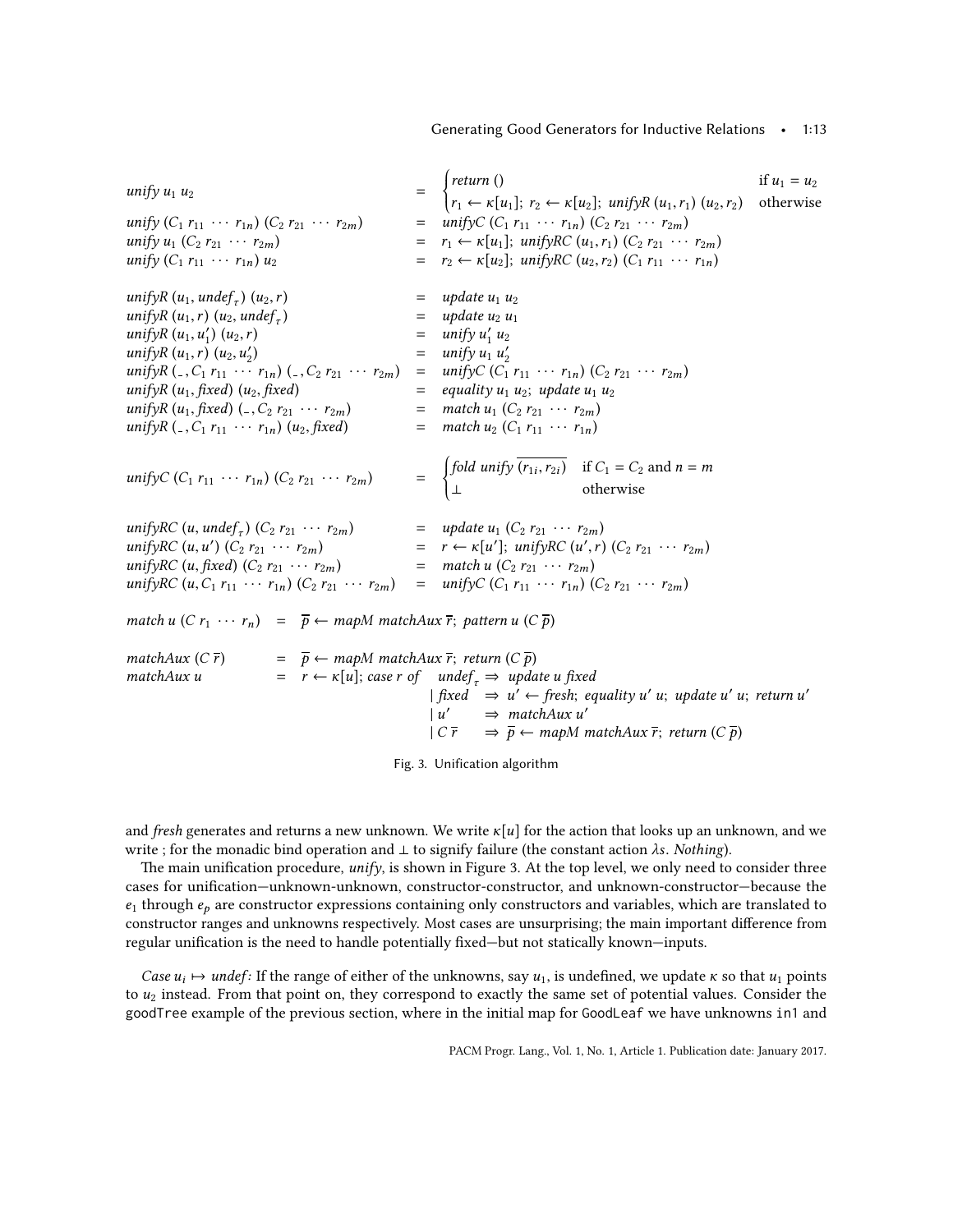$$
\begin{array}{lcl}
\mathit{unify}\ u_1\ u_2 & = & \begin{cases} \mathit{return}\ () & \text{if } u_1 = u_2 \\ r_1 \leftarrow \kappa[u_1];\ r_2 \leftarrow \kappa[u_2];\ \mathit{unifyR}\ (u_1, r_1)\ (u_2, r_2) & \text{otherwise} \end{cases} \\
\mathit{unify}\ (C_1\ r_{11}\ \cdots\ r_{1n})\ (C_2\ r_{21}\ \cdots\ r_{2m}) & = & \mathit{unifyC}\ (C_1\ r_{11}\ \cdots\ r_{1n})\ (C_2\ r_{21}\ \cdots\ r_{2m}) \\
\mathit{unify}\ u_1\ (C_2\ r_{21}\ \cdots\ r_{2m}) & = & r_1 \leftarrow \kappa[u_1];\ \mathit{unifyRC}\ (u_1, r_1)\ (C_2\ r_{21}\ \cdots\ r_{2m}) \\
\mathit{unify}\ (C_1\ r_{11}\ \cdots\ r_{1n})\ u_2 & = & r_2 \leftarrow \kappa[u_2];\ \mathit{unifyRC}\ (u_2, r_2)\ (C_1\ r_{11}\ \cdots\ r_{1n}) \\
\\
\mathit{unifyR}\ (u_1, \mathit{undef}_\tau)\ (u_2, r) & = & \mathit{update}\ u_1\ u_2 \\
\mathit{unifyR}\ (u_1, r)\ (u_2, \mathit{undef}_\tau) & = & \mathit{update}\ u_2\ u_1 \\
\mathit{unifyR}\ (u_1, u_1')\ (u_2, r) & = & \mathit{unify}\ u_1'\ u_2 \\
\mathit{unifyR}\ (u_1, r)\ (u_2, u_2') & = & \mathit{unify}\ u_1\ u_2' \\
\mathit{unifyR}\ (\_, C_1\ r_{11}\ \cdots\ r_{1n})\ (\_, C_2\ r_{21}\ \cdots\ r_{2m}) & = & \mathit{unifyC}\ (C_1\ r_{11}\ \cdots\ r_{1n})\ (C_2\ r_{21}\ \cdots\ r_{2m}) \\
\mathit{unifyR}\ (u_1, \mathit{fixed})\ (u_2, \mathit{fixed}) & = & \mathit{equality}\ u_1\ u_2;\ \mathit{update}\ u_1\ u_2 \\
\mathit{unifyR}\ (u_1, \mathit{fixed})\ (\_, C_2\ r_{21}\ \cdots\ r_{2m}) & = & \mathit{match}\ u_1\ (C_2\ r_{21}\ \cdots\ r_{2m}) \\
\mathit{unifyR}\ (\_, C_1\ r_{11}\ \cdots\ r_{1n})\ (u_2, \mathit{fixed}) & = & \mathit{match}\ u_2\ (C_1\ r_{11}\ \cdots\ r_{1n}) \\
\\
\mathit{unifyC}\ (C_1\ r_{11}\ \cdots\ r_{1n})\ (C_2\ r_{21}\ \cdots\ r_{2m}) & = & \begin{cases} \mathit{fold}\ \mathit{unify}\ \overline{(r_{1i}, r_{2i})} & \text{if } C_1 = C_2 \text{ and } n = m \\ \bot & \text{otherwise} \end{cases} \\
\\
\mathit{unifyRC}\ (u, \mathit{undef}_\tau)\ (C_2\ r_{21}\ \cdots\ r_{2m}) & = & \mathit{update}\ u_1\ (C_2\ r_{21}\ \cdots\ r_{2m}) \\
\mathit{unifyRC}\ (u, u')\ (C_2\ r_{21}\ \cdots\ r_{2m}) & = & r \leftarrow \kappa[u'];\ \mathit{unifyRC}\ (u', r)\ (C_2\ r_{21}\ \cdots\ r_{2m}) \\
\mathit{unifyRC}\ (u, \mathit{fixed})\ (C_2\ r_{21}\ \cdots\ r_{2m}) & = & \mathit{match}\ u\ (C_2\ r_{21}\ \cdots\ r_{2m}) \\
\mathit{unifyRC}\ (u, C_1\ r_{11}\ \cdots\ r_{1n})\ (C_2\ r_{21}\ \cdots\ r_{2m}) & = & \mathit{unifyC}\ (C_1\ r_{11}\ \cdots\ r_{1n})\ (C_2\ r_{21}\ \cdots\ r_{2m})
\end{array}
$$

$$
\mathit{match}\ u\ (C\ r_1\ \cdots\ r_n) \ = \ \overline{p} \leftarrow \mathit{mapM}\ \mathit{matchAux}\ \overline{r};\ \mathit{pattern}\ u\ (C\ \overline{p})
$$

$$
\begin{array}{lcl}
\mathit{matchAux}\ (C\ \overline{r}) & = & \overline{p} \leftarrow \mathit{mapM}\ \mathit{matchAux}\ \overline{r};\ \mathit{return}\ (C\ \overline{p}) \\
\mathit{matchAux}\ u & = & r \leftarrow \kappa[u];\ \mathit{case}\ r\ \mathit{of} \quad \begin{array}[t]{ll} \mathit{undef}_\tau & \Rightarrow\ \mathit{update}\ u\ \mathit{fixed} \\ \mid \mathit{fixed} & \Rightarrow\ u' \leftarrow \mathit{fresh};\ \mathit{equality}\ u'\ u;\ \mathit{update}\ u'\ u;\ \mathit{return}\ u' \\ \mid u' & \Rightarrow\ \mathit{matchAux}\ u' \\ \mid C\ \overline{r} & \Rightarrow\ \overline{p} \leftarrow \mathit{mapM}\ \mathit{matchAux}\ \overline{r};\ \mathit{return}\ (C\ \overline{p}) \end{array}
\end{array}
$$

Fig. 3. Unification algorithm

and *fresh* generates and returns a new unknown. We write $\kappa[u]$ for the action that looks up an unknown, and we write ; for the monadic bind operation and $\bot$ to signify failure (the constant action $\lambda s.\ \mathit{Nothing}$).

The main unification procedure, *unify*, is shown in Figure 3. At the top level, we only need to consider three cases for unification—unknown-unknown, constructor-constructor, and unknown-constructor—because the $e_1$ through $e_p$ are constructor expressions containing only constructors and variables, which are translated to constructor ranges and unknowns respectively. Most cases are unsurprising; the main important difference from regular unification is the need to handle potentially fixed—but not statically known—inputs.

*Case $u_i \mapsto \mathit{undef}$:* If the range of either of the unknowns, say $u_1$, is undefined, we update $\kappa$ so that $u_1$ points to $u_2$ instead. From that point on, they correspond to exactly the same set of potential values. Consider the `goodTree` example of the previous section, where in the initial map for `GoodLeaf` we have unknowns `in1` and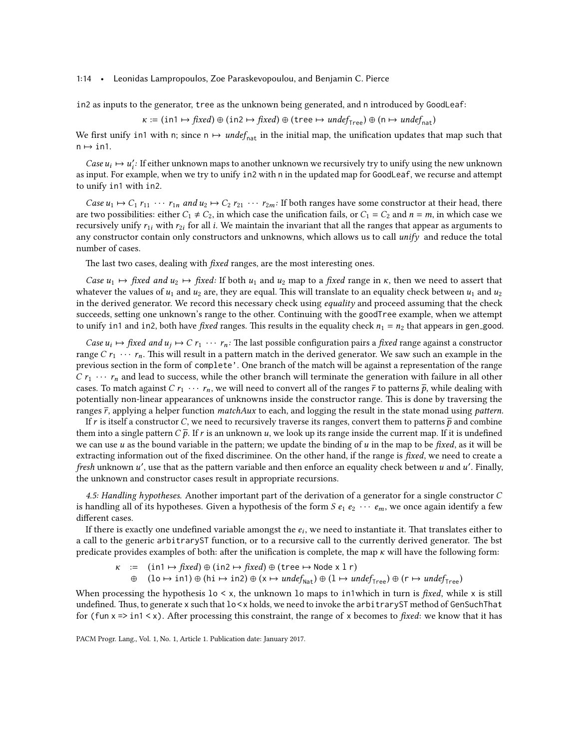in2 as inputs to the generator, tree as the unknown being generated, and n introduced by GoodLeaf:

$$\kappa := (\texttt{in1} \mapsto \textit{fixed}) \oplus (\texttt{in2} \mapsto \textit{fixed}) \oplus (\texttt{tree} \mapsto \textit{undef}_{\texttt{Tree}}) \oplus (\texttt{n} \mapsto \textit{undef}_{\texttt{nat}})$$

We first unify in1 with n; since $\texttt{n} \mapsto \textit{undef}_{\texttt{nat}}$ in the initial map, the unification updates that map such that $\texttt{n} \mapsto \texttt{in1}$.

*Case $u_i \mapsto u'_i$:* If either unknown maps to another unknown we recursively try to unify using the new unknown as input. For example, when we try to unify in2 with n in the updated map for GoodLeaf, we recurse and attempt to unify in1 with in2.

*Case $u_1 \mapsto C_1\ r_{11}\ \cdots\ r_{1n}$ and $u_2 \mapsto C_2\ r_{21}\ \cdots\ r_{2m}$:* If both ranges have some constructor at their head, there are two possibilities: either $C_1 \neq C_2$, in which case the unification fails, or $C_1 = C_2$ and $n = m$, in which case we recursively unify $r_{1i}$ with $r_{2i}$ for all $i$. We maintain the invariant that all the ranges that appear as arguments to any constructor contain only constructors and unknowns, which allows us to call *unify* and reduce the total number of cases.

The last two cases, dealing with *fixed* ranges, are the most interesting ones.

*Case $u_1 \mapsto$ fixed and $u_2 \mapsto$ fixed:* If both $u_1$ and $u_2$ map to a *fixed* range in $\kappa$, then we need to assert that whatever the values of $u_1$ and $u_2$ are, they are equal. This will translate to an equality check between $u_1$ and $u_2$ in the derived generator. We record this necessary check using *equality* and proceed assuming that the check succeeds, setting one unknown's range to the other. Continuing with the goodTree example, when we attempt to unify in1 and in2, both have *fixed* ranges. This results in the equality check $n_1 = n_2$ that appears in gen_good.

*Case $u_i \mapsto$ fixed and $u_j \mapsto C\ r_1\ \cdots\ r_n$:* The last possible configuration pairs a *fixed* range against a constructor range $C\ r_1\ \cdots\ r_n$. This will result in a pattern match in the derived generator. We saw such an example in the previous section in the form of complete'. One branch of the match will be against a representation of the range $C\ r_1\ \cdots\ r_n$ and lead to success, while the other branch will terminate the generation with failure in all other cases. To match against $C\ r_1\ \cdots\ r_n$, we will need to convert all of the ranges $\overline{r}$ to patterns $\overline{p}$, while dealing with potentially non-linear appearances of unknowns inside the constructor range. This is done by traversing the ranges $\overline{r}$, applying a helper function *matchAux* to each, and logging the result in the state monad using *pattern*.

If $r$ is itself a constructor $C$, we need to recursively traverse its ranges, convert them to patterns $\overline{p}$ and combine them into a single pattern $C\ \overline{p}$. If $r$ is an unknown $u$, we look up its range inside the current map. If it is undefined we can use $u$ as the bound variable in the pattern; we update the binding of $u$ in the map to be *fixed*, as it will be extracting information out of the fixed discriminee. On the other hand, if the range is *fixed*, we need to create a *fresh* unknown $u'$, use that as the pattern variable and then enforce an equality check between $u$ and $u'$. Finally, the unknown and constructor cases result in appropriate recursions.

*4.5: Handling hypotheses.* Another important part of the derivation of a generator for a single constructor $C$ is handling all of its hypotheses. Given a hypothesis of the form $S\ e_1\ e_2\ \cdots\ e_m$, we once again identify a few different cases.

If there is exactly one undefined variable amongst the $e_i$, we need to instantiate it. That translates either to a call to the generic arbitraryST function, or to a recursive call to the currently derived generator. The bst predicate provides examples of both: after the unification is complete, the map $\kappa$ will have the following form:

$$\begin{aligned}\kappa \ := \ & (\texttt{in1} \mapsto \textit{fixed}) \oplus (\texttt{in2} \mapsto \textit{fixed}) \oplus (\texttt{tree} \mapsto \texttt{Node x l r}) \\ \oplus \ & (\texttt{lo} \mapsto \texttt{in1}) \oplus (\texttt{hi} \mapsto \texttt{in2}) \oplus (\texttt{x} \mapsto \textit{undef}_{\texttt{Nat}}) \oplus (\texttt{l} \mapsto \textit{undef}_{\texttt{Tree}}) \oplus (\texttt{r} \mapsto \textit{undef}_{\texttt{Tree}})\end{aligned}$$

When processing the hypothesis lo < x, the unknown lo maps to in1which in turn is *fixed*, while x is still undefined. Thus, to generate x such that lo<x holds, we need to invoke the arbitraryST method of GenSuchThat for (fun x => in1 < x). After processing this constraint, the range of x becomes to *fixed*: we know that it has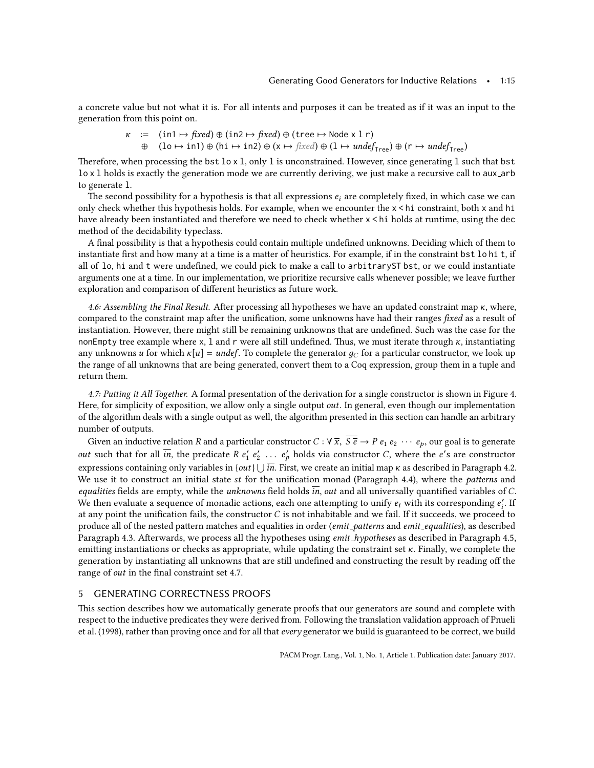a concrete value but not what it is. For all intents and purposes it can be treated as if it was an input to the generation from this point on.

$$
\begin{aligned}
\kappa \;\; := & \;\; (\texttt{in1} \mapsto \textit{fixed}) \oplus (\texttt{in2} \mapsto \textit{fixed}) \oplus (\texttt{tree} \mapsto \texttt{Node x l r}) \\
\oplus & \;\; (\texttt{lo} \mapsto \texttt{in1}) \oplus (\texttt{hi} \mapsto \texttt{in2}) \oplus (\texttt{x} \mapsto \textit{fixed}) \oplus (\texttt{l} \mapsto \textit{undef}_{\texttt{Tree}}) \oplus (\texttt{r} \mapsto \textit{undef}_{\texttt{Tree}})
\end{aligned}
$$

Therefore, when processing the `bst lo x l`, only `l` is unconstrained. However, since generating `l` such that `bst lo x l` holds is exactly the generation mode we are currently deriving, we just make a recursive call to `aux_arb` to generate `l`.

The second possibility for a hypothesis is that all expressions $e_i$ are completely fixed, in which case we can only check whether this hypothesis holds. For example, when we encounter the `x < hi` constraint, both `x` and `hi` have already been instantiated and therefore we need to check whether `x < hi` holds at runtime, using the `dec` method of the decidability typeclass.

A final possibility is that a hypothesis could contain multiple undefined unknowns. Deciding which of them to instantiate first and how many at a time is a matter of heuristics. For example, if in the constraint `bst lo hi t`, if all of `lo`, `hi` and `t` were undefined, we could pick to make a call to `arbitraryST bst`, or we could instantiate arguments one at a time. In our implementation, we prioritize recursive calls whenever possible; we leave further exploration and comparison of different heuristics as future work.

*4.6: Assembling the Final Result.* After processing all hypotheses we have an updated constraint map $\kappa$, where, compared to the constraint map after the unification, some unknowns have had their ranges *fixed* as a result of instantiation. However, there might still be remaining unknowns that are undefined. Such was the case for the `nonEmpty` tree example where `x`, `l` and `r` were all still undefined. Thus, we must iterate through $\kappa$, instantiating any unknowns $u$ for which $\kappa[u] = \textit{undef}$. To complete the generator $g_C$ for a particular constructor, we look up the range of all unknowns that are being generated, convert them to a Coq expression, group them in a tuple and return them.

*4.7: Putting it All Together.* A formal presentation of the derivation for a single constructor is shown in Figure 4. Here, for simplicity of exposition, we allow only a single output *out*. In general, even though our implementation of the algorithm deals with a single output as well, the algorithm presented in this section can handle an arbitrary number of outputs.

Given an inductive relation $R$ and a particular constructor $C : \forall\, \overline{x},\, \overline{S\; \overline{e}} \rightarrow P\; e_1\; e_2\; \cdots\; e_p$, our goal is to generate *out* such that for all $\overline{in}$, the predicate $R\; e'_1\; e'_2\; \ldots\; e'_p$ holds via constructor $C$, where the $e'$s are constructor expressions containing only variables in $\{out\} \bigcup \overline{in}$. First, we create an initial map $\kappa$ as described in Paragraph 4.2. We use it to construct an initial state *st* for the unification monad (Paragraph 4.4), where the *patterns* and *equalities* fields are empty, while the *unknowns* field holds $\overline{in}$, *out* and all universally quantified variables of $C$. We then evaluate a sequence of monadic actions, each one attempting to unify $e_i$ with its corresponding $e'_i$. If at any point the unification fails, the constructor $C$ is not inhabitable and we fail. If it succeeds, we proceed to produce all of the nested pattern matches and equalities in order (*emit_patterns* and *emit_equalities*), as described Paragraph 4.3. Afterwards, we process all the hypotheses using *emit_hypotheses* as described in Paragraph 4.5, emitting instantiations or checks as appropriate, while updating the constraint set $\kappa$. Finally, we complete the generation by instantiating all unknowns that are still undefined and constructing the result by reading off the range of *out* in the final constraint set 4.7.

## 5 GENERATING CORRECTNESS PROOFS

This section describes how we automatically generate proofs that our generators are sound and complete with respect to the inductive predicates they were derived from. Following the translation validation approach of Pnueli et al. (1998), rather than proving once and for all that *every* generator we build is guaranteed to be correct, we build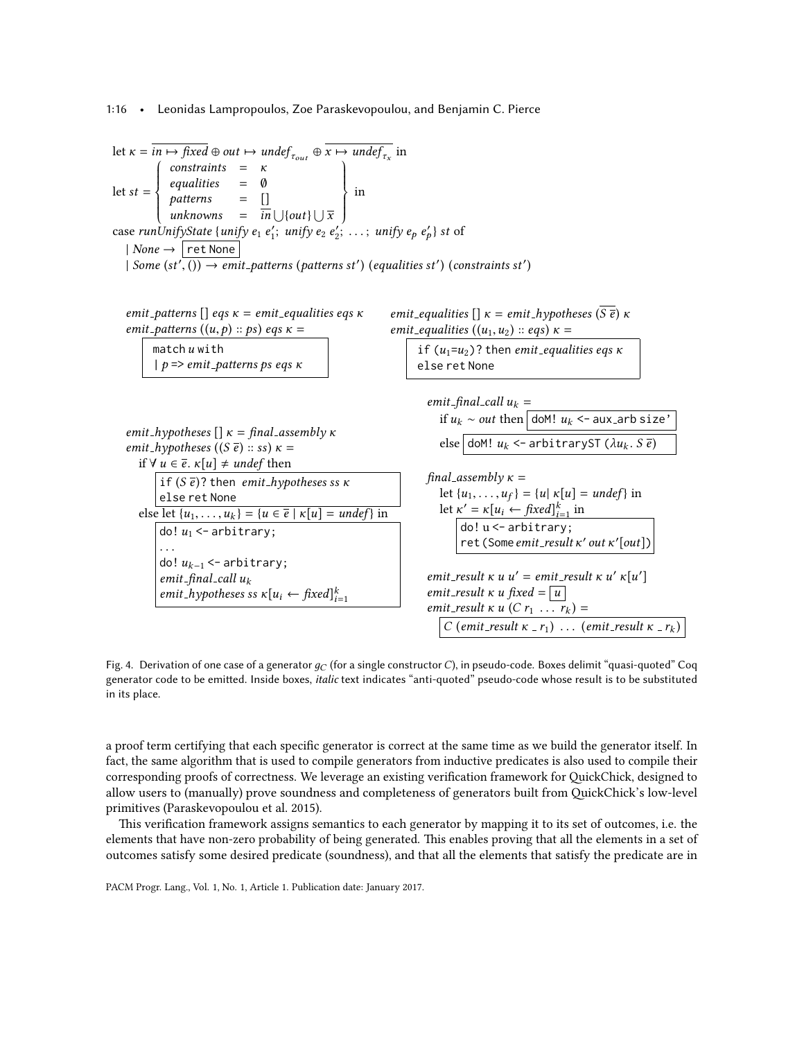let $\kappa = \overline{in \mapsto fixed} \oplus out \mapsto undef_{\tau_{out}} \oplus \overline{x \mapsto undef_{\tau_x}}$ in

let $st = \left\{ \begin{array}{lll} constraints & = & \kappa \\ equalities & = & \emptyset \\ patterns & = & [] \\ unknowns & = & \overline{in} \bigcup \{out\} \bigcup \overline{x} \end{array} \right\}$ in

case *runUnifyState* {*unify* $e_1\ e'_1$; *unify* $e_2\ e'_2$; ...; *unify* $e_p\ e'_p$} *st* of

| *None* → `ret None`

| *Some* $(st', ())$ → *emit_patterns* (*patterns* $st'$) (*equalities* $st'$) (*constraints* $st'$)

*emit_patterns* [] *eqs* $\kappa$ = *emit_equalities eqs* $\kappa$

*emit_patterns* $((u, p) :: ps)$ *eqs* $\kappa$ =

```
match u with
| p => emit_patterns ps eqs κ
```

*emit_equalities* [] $\kappa$ = *emit_hypotheses* $(\overline{S\ \overline{e}})\ \kappa$

*emit_equalities* $((u_1, u_2) :: eqs)\ \kappa$ =

```
if (u1=u2)? then emit_equalities eqs κ
else ret None
```

*emit_hypotheses* [] $\kappa$ = *final_assembly* $\kappa$

*emit_hypotheses* $((S\ \overline{e}) :: ss)\ \kappa$ =

if $\forall\ u \in \overline{e}.\ \kappa[u] \neq undef$ then

```
if (S ē)? then emit_hypotheses ss κ
else ret None
```

else let $\{u_1, \ldots, u_k\} = \{u \in \overline{e} \mid \kappa[u] = undef\}$ in

```
do! u1 <- arbitrary;
...
do! u(k-1) <- arbitrary;
emit_final_call uk
emit_hypotheses ss κ[ui ← fixed] (i=1..k)
```

*emit_final_call* $u_k$ =

if $u_k \sim out$ then `doM! uk <- aux_arb size'`

else `doM! uk <- arbitraryST (λuk. S ē)`

*final_assembly* $\kappa$ =

let $\{u_1, \ldots, u_f\} = \{u \mid \kappa[u] = undef\}$ in

let $\kappa' = \kappa[u_i \leftarrow fixed]_{i=1}^{k}$ in

```
do! u <- arbitrary;
ret (Some emit_result κ' out κ'[out])
```

*emit_result* $\kappa\ u\ u'$ = *emit_result* $\kappa\ u'\ \kappa[u']$

*emit_result* $\kappa\ u$ *fixed* = `u`

*emit_result* $\kappa\ u\ (C\ r_1\ \ldots\ r_k)$ =

`C (emit_result κ _ r1) ... (emit_result κ _ rk)`

Fig. 4. Derivation of one case of a generator $g_C$ (for a single constructor $C$), in pseudo-code. Boxes delimit "quasi-quoted" Coq generator code to be emitted. Inside boxes, *italic* text indicates "anti-quoted" pseudo-code whose result is to be substituted in its place.

a proof term certifying that each specific generator is correct at the same time as we build the generator itself. In fact, the same algorithm that is used to compile generators from inductive predicates is also used to compile their corresponding proofs of correctness. We leverage an existing verification framework for QuickChick, designed to allow users to (manually) prove soundness and completeness of generators built from QuickChick's low-level primitives (Paraskevopoulou et al. 2015).

This verification framework assigns semantics to each generator by mapping it to its set of outcomes, i.e. the elements that have non-zero probability of being generated. This enables proving that all the elements in a set of outcomes satisfy some desired predicate (soundness), and that all the elements that satisfy the predicate are in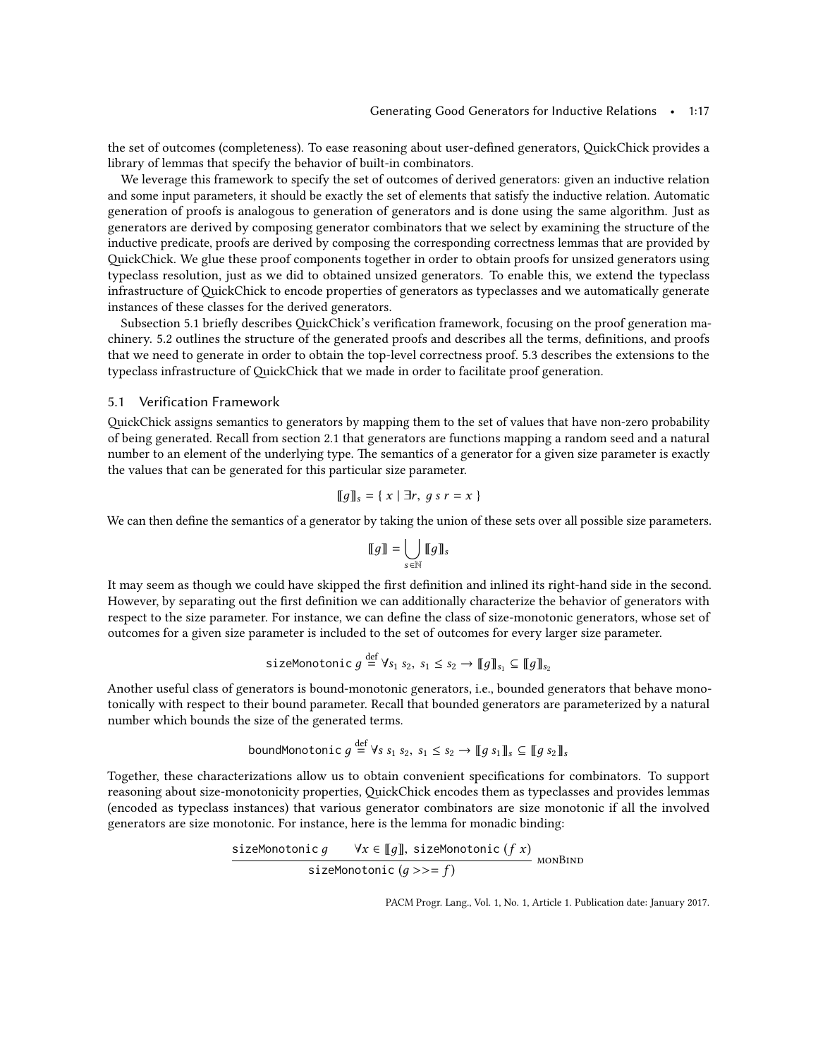the set of outcomes (completeness). To ease reasoning about user-defined generators, QuickChick provides a library of lemmas that specify the behavior of built-in combinators.

We leverage this framework to specify the set of outcomes of derived generators: given an inductive relation and some input parameters, it should be exactly the set of elements that satisfy the inductive relation. Automatic generation of proofs is analogous to generation of generators and is done using the same algorithm. Just as generators are derived by composing generator combinators that we select by examining the structure of the inductive predicate, proofs are derived by composing the corresponding correctness lemmas that are provided by QuickChick. We glue these proof components together in order to obtain proofs for unsized generators using typeclass resolution, just as we did to obtained unsized generators. To enable this, we extend the typeclass infrastructure of QuickChick to encode properties of generators as typeclasses and we automatically generate instances of these classes for the derived generators.

Subsection 5.1 briefly describes QuickChick's verification framework, focusing on the proof generation machinery. 5.2 outlines the structure of the generated proofs and describes all the terms, definitions, and proofs that we need to generate in order to obtain the top-level correctness proof. 5.3 describes the extensions to the typeclass infrastructure of QuickChick that we made in order to facilitate proof generation.

## 5.1 Verification Framework

QuickChick assigns semantics to generators by mapping them to the set of values that have non-zero probability of being generated. Recall from section 2.1 that generators are functions mapping a random seed and a natural number to an element of the underlying type. The semantics of a generator for a given size parameter is exactly the values that can be generated for this particular size parameter.

$$[\![g]\!]_s = \{\, x \mid \exists r,\ g\ s\ r = x \,\}$$

We can then define the semantics of a generator by taking the union of these sets over all possible size parameters.

$$[\![g]\!] = \bigcup_{s \in \mathbb{N}} [\![g]\!]_s$$

It may seem as though we could have skipped the first definition and inlined its right-hand side in the second. However, by separating out the first definition we can additionally characterize the behavior of generators with respect to the size parameter. For instance, we can define the class of size-monotonic generators, whose set of outcomes for a given size parameter is included to the set of outcomes for every larger size parameter.

$$\texttt{sizeMonotonic}\ g \stackrel{\text{def}}{=} \forall s_1\ s_2,\ s_1 \leq s_2 \rightarrow [\![g]\!]_{s_1} \subseteq [\![g]\!]_{s_2}$$

Another useful class of generators is bound-monotonic generators, i.e., bounded generators that behave monotonically with respect to their bound parameter. Recall that bounded generators are parameterized by a natural number which bounds the size of the generated terms.

$$\texttt{boundMonotonic}\ g \stackrel{\text{def}}{=} \forall s\ s_1\ s_2,\ s_1 \leq s_2 \rightarrow [\![g\ s_1]\!]_s \subseteq [\![g\ s_2]\!]_s$$

Together, these characterizations allow us to obtain convenient specifications for combinators. To support reasoning about size-monotonicity properties, QuickChick encodes them as typeclasses and provides lemmas (encoded as typeclass instances) that various generator combinators are size monotonic if all the involved generators are size monotonic. For instance, here is the lemma for monadic binding:

$$\frac{\texttt{sizeMonotonic}\ g \qquad \forall x \in [\![g]\!],\ \texttt{sizeMonotonic}\ (f\ x)}{\texttt{sizeMonotonic}\ (g >\!\!>= f)}\ \textsc{monBind}$$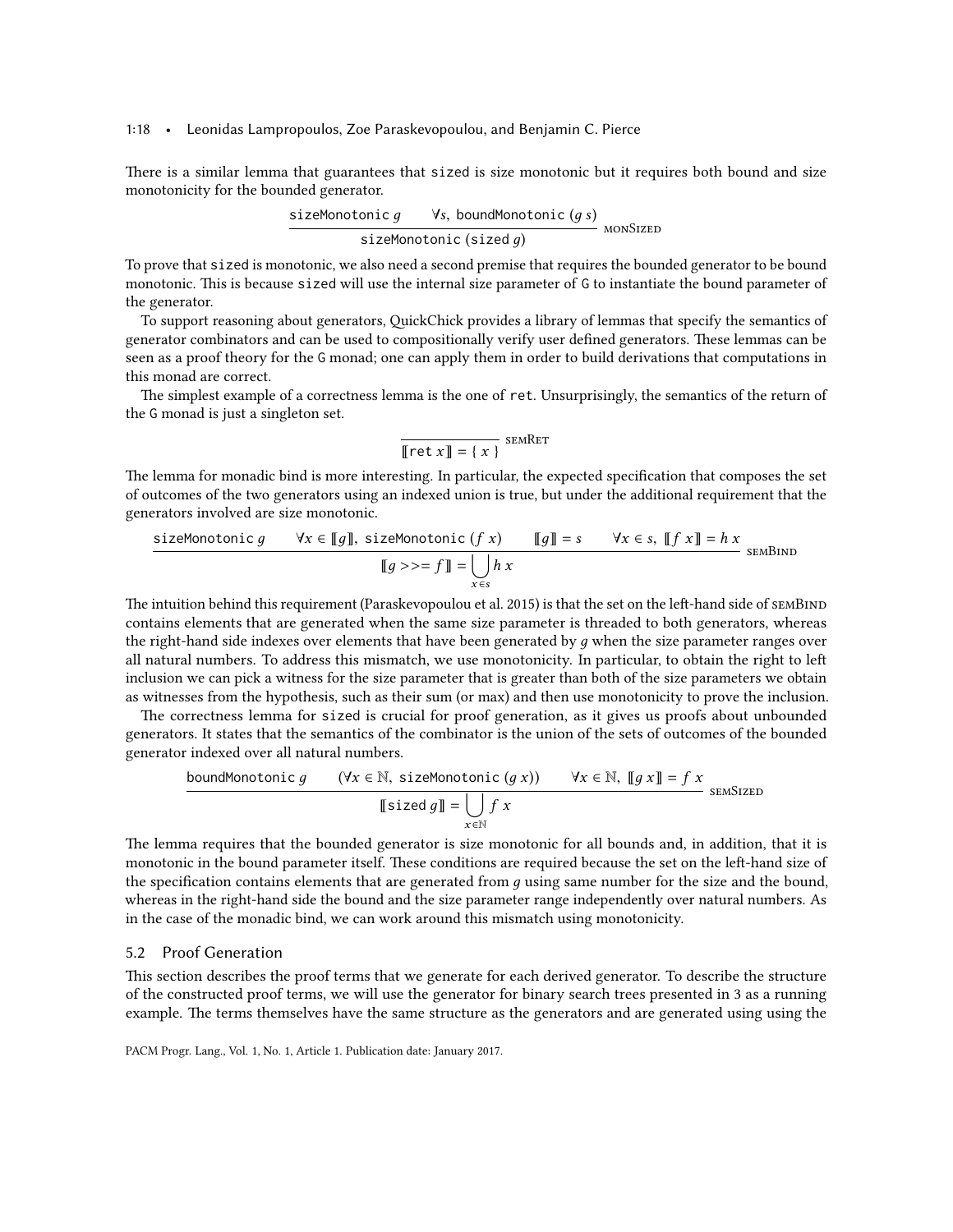There is a similar lemma that guarantees that sized is size monotonic but it requires both bound and size monotonicity for the bounded generator.

$$\frac{\texttt{sizeMonotonic}\ g \qquad \forall s,\ \texttt{boundMonotonic}\ (g\ s)}{\texttt{sizeMonotonic}\ (\texttt{sized}\ g)}\ \textsc{monSized}$$

To prove that sized is monotonic, we also need a second premise that requires the bounded generator to be bound monotonic. This is because sized will use the internal size parameter of G to instantiate the bound parameter of the generator.

To support reasoning about generators, QuickChick provides a library of lemmas that specify the semantics of generator combinators and can be used to compositionally verify user defined generators. These lemmas can be seen as a proof theory for the G monad; one can apply them in order to build derivations that computations in this monad are correct.

The simplest example of a correctness lemma is the one of ret. Unsurprisingly, the semantics of the return of the G monad is just a singleton set.

$$\frac{}{[\![\texttt{ret}\ x]\!] = \{\ x\ \}}\ \textsc{semRet}$$

The lemma for monadic bind is more interesting. In particular, the expected specification that composes the set of outcomes of the two generators using an indexed union is true, but under the additional requirement that the generators involved are size monotonic.

$$\frac{\texttt{sizeMonotonic}\ g \qquad \forall x \in [\![g]\!],\ \texttt{sizeMonotonic}\ (f\ x) \qquad [\![g]\!] = s \qquad \forall x \in s,\ [\![f\ x]\!] = h\ x}{[\![g >\!>= f]\!] = \bigcup_{x \in s} h\ x}\ \textsc{semBind}$$

The intuition behind this requirement (Paraskevopoulou et al. 2015) is that the set on the left-hand side of semBind contains elements that are generated when the same size parameter is threaded to both generators, whereas the right-hand side indexes over elements that have been generated by $g$ when the size parameter ranges over all natural numbers. To address this mismatch, we use monotonicity. In particular, to obtain the right to left inclusion we can pick a witness for the size parameter that is greater than both of the size parameters we obtain as witnesses from the hypothesis, such as their sum (or max) and then use monotonicity to prove the inclusion.

The correctness lemma for sized is crucial for proof generation, as it gives us proofs about unbounded generators. It states that the semantics of the combinator is the union of the sets of outcomes of the bounded generator indexed over all natural numbers.

$$\frac{\texttt{boundMonotonic}\ g \qquad (\forall x \in \mathbb{N},\ \texttt{sizeMonotonic}\ (g\ x)) \qquad \forall x \in \mathbb{N},\ [\![g\ x]\!] = f\ x}{[\![\texttt{sized}\ g]\!] = \bigcup_{x \in \mathbb{N}} f\ x}\ \textsc{semSized}$$

The lemma requires that the bounded generator is size monotonic for all bounds and, in addition, that it is monotonic in the bound parameter itself. These conditions are required because the set on the left-hand size of the specification contains elements that are generated from $g$ using same number for the size and the bound, whereas in the right-hand side the bound and the size parameter range independently over natural numbers. As in the case of the monadic bind, we can work around this mismatch using monotonicity.

## 5.2 Proof Generation

This section describes the proof terms that we generate for each derived generator. To describe the structure of the constructed proof terms, we will use the generator for binary search trees presented in 3 as a running example. The terms themselves have the same structure as the generators and are generated using using the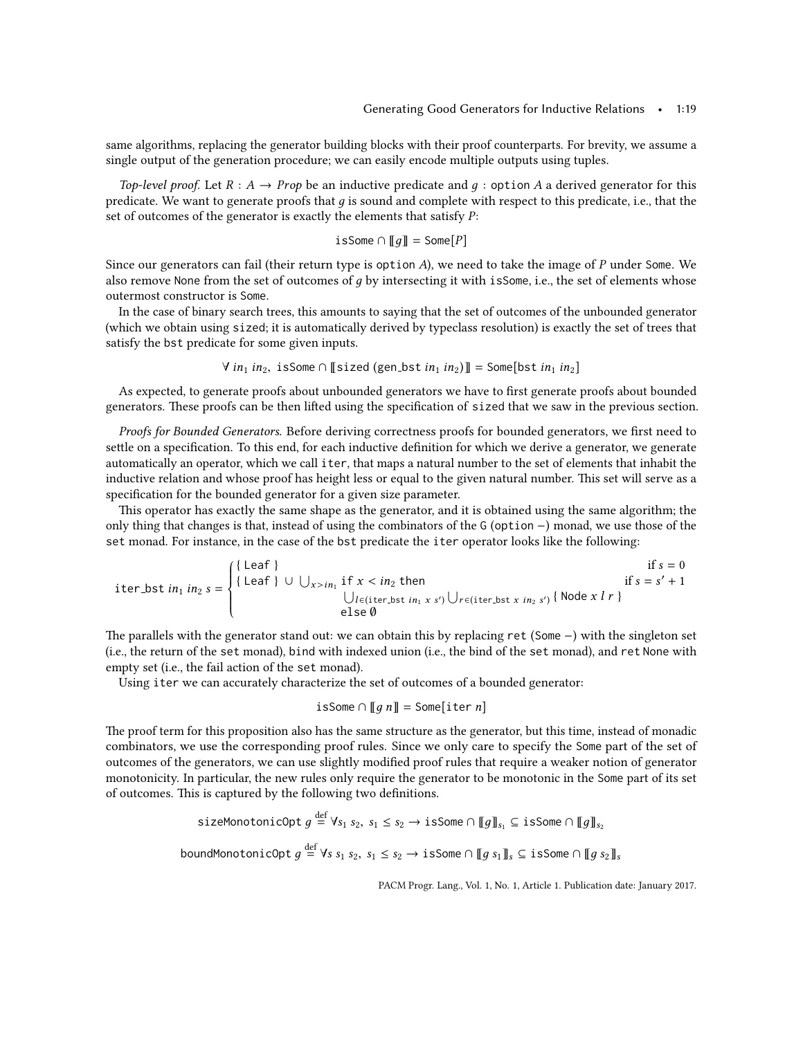same algorithms, replacing the generator building blocks with their proof counterparts. For brevity, we assume a single output of the generation procedure; we can easily encode multiple outputs using tuples.

*Top-level proof.* Let $R : A \to Prop$ be an inductive predicate and $g$ : `option` $A$ a derived generator for this predicate. We want to generate proofs that $g$ is sound and complete with respect to this predicate, i.e., that the set of outcomes of the generator is exactly the elements that satisfy $P$:

$$\texttt{isSome} \cap [\![g]\!] = \texttt{Some}[P]$$

Since our generators can fail (their return type is `option` $A$), we need to take the image of $P$ under `Some`. We also remove `None` from the set of outcomes of $g$ by intersecting it with `isSome`, i.e., the set of elements whose outermost constructor is `Some`.

In the case of binary search trees, this amounts to saying that the set of outcomes of the unbounded generator (which we obtain using `sized`; it is automatically derived by typeclass resolution) is exactly the set of trees that satisfy the `bst` predicate for some given inputs.

$$\forall\ in_1\ in_2,\ \texttt{isSome} \cap [\![\texttt{sized}\ (\texttt{gen\_bst}\ in_1\ in_2)]\!] = \texttt{Some}[\texttt{bst}\ in_1\ in_2]$$

As expected, to generate proofs about unbounded generators we have to first generate proofs about bounded generators. These proofs can be then lifted using the specification of `sized` that we saw in the previous section.

*Proofs for Bounded Generators.* Before deriving correctness proofs for bounded generators, we first need to settle on a specification. To this end, for each inductive definition for which we derive a generator, we generate automatically an operator, which we call `iter`, that maps a natural number to the set of elements that inhabit the inductive relation and whose proof has height less or equal to the given natural number. This set will serve as a specification for the bounded generator for a given size parameter.

This operator has exactly the same shape as the generator, and it is obtained using the same algorithm; the only thing that changes is that, instead of using the combinators of the `G (option −)` monad, we use those of the `set` monad. For instance, in the case of the `bst` predicate the `iter` operator looks like the following:

$$\texttt{iter\_bst}\ in_1\ in_2\ s = \begin{cases} \{\ \texttt{Leaf}\ \} & \text{if } s = 0 \\ \{\ \texttt{Leaf}\ \} \cup \bigcup_{x > in_1} \texttt{if}\ x < in_2\ \texttt{then} & \text{if } s = s' + 1 \\ \qquad \bigcup_{l \in (\texttt{iter\_bst}\ in_1\ x\ s')} \bigcup_{r \in (\texttt{iter\_bst}\ x\ in_2\ s')} \{\ \texttt{Node}\ x\ l\ r\ \} & \\ \qquad \texttt{else}\ \emptyset & \end{cases}$$

The parallels with the generator stand out: we can obtain this by replacing `ret (Some −)` with the singleton set (i.e., the return of the `set` monad), `bind` with indexed union (i.e., the bind of the `set` monad), and `ret None` with empty set (i.e., the fail action of the `set` monad).

Using `iter` we can accurately characterize the set of outcomes of a bounded generator:

$$\texttt{isSome} \cap [\![g\ n]\!] = \texttt{Some}[\texttt{iter}\ n]$$

The proof term for this proposition also has the same structure as the generator, but this time, instead of monadic combinators, we use the corresponding proof rules. Since we only care to specify the `Some` part of the set of outcomes of the generators, we can use slightly modified proof rules that require a weaker notion of generator monotonicity. In particular, the new rules only require the generator to be monotonic in the `Some` part of its set of outcomes. This is captured by the following two definitions.

$$\texttt{sizeMonotonicOpt}\ g \stackrel{\text{def}}{=} \forall s_1\ s_2,\ s_1 \le s_2 \to \texttt{isSome} \cap [\![g]\!]_{s_1} \subseteq \texttt{isSome} \cap [\![g]\!]_{s_2}$$

$$\texttt{boundMonotonicOpt}\ g \stackrel{\text{def}}{=} \forall s\ s_1\ s_2,\ s_1 \le s_2 \to \texttt{isSome} \cap [\![g\ s_1]\!]_s \subseteq \texttt{isSome} \cap [\![g\ s_2]\!]_s$$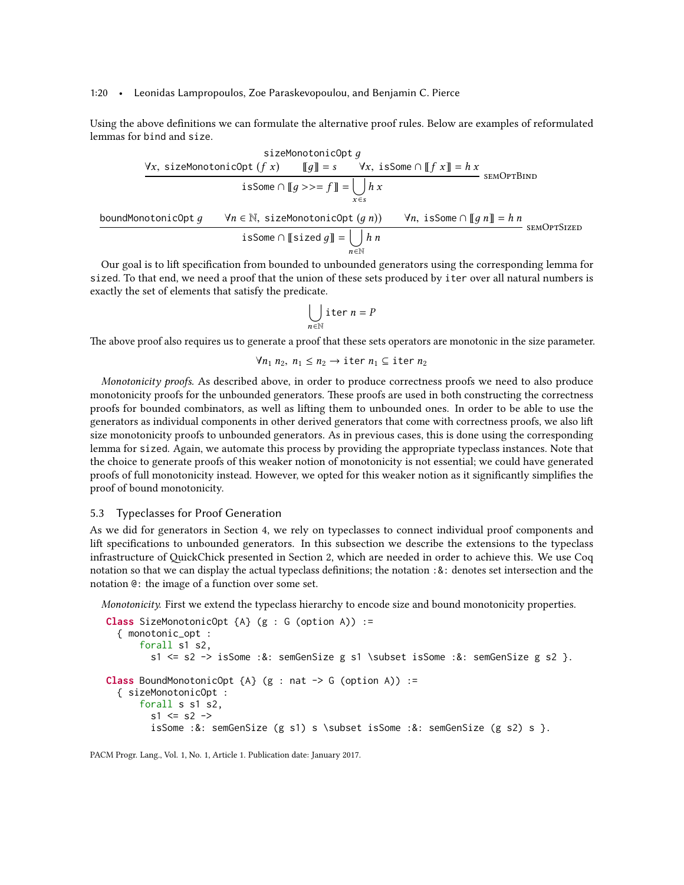Using the above definitions we can formulate the alternative proof rules. Below are examples of reformulated lemmas for bind and size.

$$\frac{\texttt{sizeMonotonicOpt}\ g \qquad \forall x,\ \texttt{sizeMonotonicOpt}\ (f\ x) \qquad [\![g]\!] = s \qquad \forall x,\ \texttt{isSome} \cap [\![f\ x]\!] = h\ x}{\texttt{isSome} \cap [\![g >\!\!>= f]\!] = \bigcup_{x \in s} h\ x}\ \textsc{semOptBind}$$

$$\frac{\texttt{boundMonotonicOpt}\ g \qquad \forall n \in \mathbb{N},\ \texttt{sizeMonotonicOpt}\ (g\ n)) \qquad \forall n,\ \texttt{isSome} \cap [\![g\ n]\!] = h\ n}{\texttt{isSome} \cap [\![\texttt{sized}\ g]\!] = \bigcup_{n \in \mathbb{N}} h\ n}\ \textsc{semOptSized}$$

Our goal is to lift specification from bounded to unbounded generators using the corresponding lemma for `sized`. To that end, we need a proof that the union of these sets produced by `iter` over all natural numbers is exactly the set of elements that satisfy the predicate.

$$\bigcup_{n \in \mathbb{N}} \texttt{iter}\ n = P$$

The above proof also requires us to generate a proof that these sets operators are monotonic in the size parameter.

$$\forall n_1\ n_2,\ n_1 \leq n_2 \rightarrow \texttt{iter}\ n_1 \subseteq \texttt{iter}\ n_2$$

*Monotonicity proofs.* As described above, in order to produce correctness proofs we need to also produce monotonicity proofs for the unbounded generators. These proofs are used in both constructing the correctness proofs for bounded combinators, as well as lifting them to unbounded ones. In order to be able to use the generators as individual components in other derived generators that come with correctness proofs, we also lift size monotonicity proofs to unbounded generators. As in previous cases, this is done using the corresponding lemma for `sized`. Again, we automate this process by providing the appropriate typeclass instances. Note that the choice to generate proofs of this weaker notion of monotonicity is not essential; we could have generated proofs of full monotonicity instead. However, we opted for this weaker notion as it significantly simplifies the proof of bound monotonicity.

### 5.3 Typeclasses for Proof Generation

As we did for generators in Section 4, we rely on typeclasses to connect individual proof components and lift specifications to unbounded generators. In this subsection we describe the extensions to the typeclass infrastructure of QuickChick presented in Section 2, which are needed in order to achieve this. We use Coq notation so that we can display the actual typeclass definitions; the notation `:&:` denotes set intersection and the notation `@:` the image of a function over some set.

*Monotonicity.* First we extend the typeclass hierarchy to encode size and bound monotonicity properties.

```
Class SizeMonotonicOpt {A} (g : G (option A)) :=
  { monotonic_opt :
      forall s1 s2,
        s1 <= s2 -> isSome :&: semGenSize g s1 \subset isSome :&: semGenSize g s2 }.

Class BoundMonotonicOpt {A} (g : nat -> G (option A)) :=
  { sizeMonotonicOpt :
      forall s s1 s2,
        s1 <= s2 ->
        isSome :&: semGenSize (g s1) s \subset isSome :&: semGenSize (g s2) s }.
```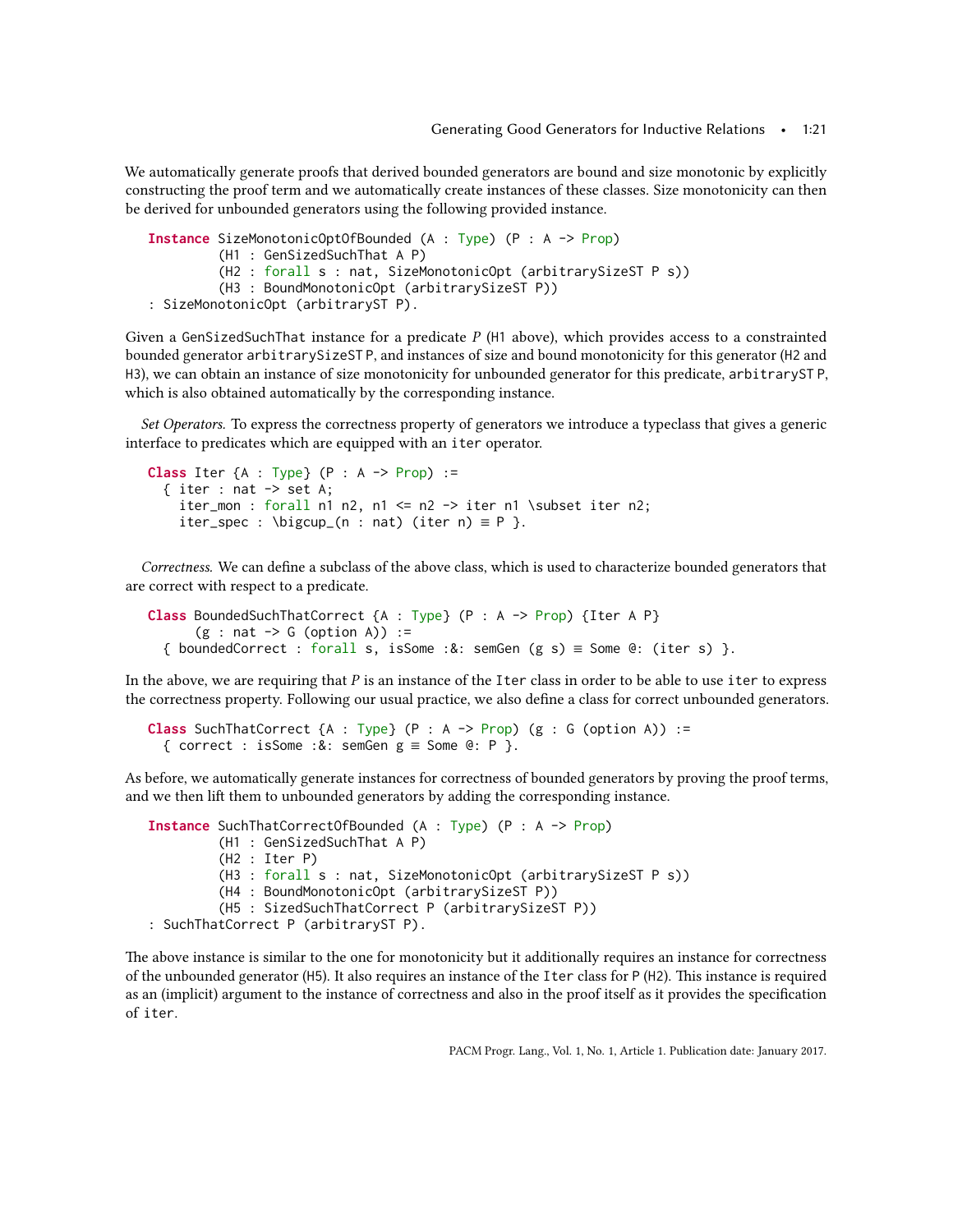We automatically generate proofs that derived bounded generators are bound and size monotonic by explicitly constructing the proof term and we automatically create instances of these classes. Size monotonicity can then be derived for unbounded generators using the following provided instance.

```
Instance SizeMonotonicOptOfBounded (A : Type) (P : A -> Prop)
         (H1 : GenSizedSuchThat A P)
         (H2 : forall s : nat, SizeMonotonicOpt (arbitrarySizeST P s))
         (H3 : BoundMonotonicOpt (arbitrarySizeST P))
: SizeMonotonicOpt (arbitraryST P).
```

Given a `GenSizedSuchThat` instance for a predicate $P$ (H1 above), which provides access to a constrainted bounded generator `arbitrarySizeST P`, and instances of size and bound monotonicity for this generator (H2 and H3), we can obtain an instance of size monotonicity for unbounded generator for this predicate, `arbitraryST P`, which is also obtained automatically by the corresponding instance.

*Set Operators.* To express the correctness property of generators we introduce a typeclass that gives a generic interface to predicates which are equipped with an `iter` operator.

```
Class Iter {A : Type} (P : A -> Prop) :=
  { iter : nat -> set A;
    iter_mon : forall n1 n2, n1 <= n2 -> iter n1 \subset iter n2;
    iter_spec : \bigcup_(n : nat) (iter n) ≡ P }.
```

*Correctness.* We can define a subclass of the above class, which is used to characterize bounded generators that are correct with respect to a predicate.

```
Class BoundedSuchThatCorrect {A : Type} (P : A -> Prop) {Iter A P}
      (g : nat -> G (option A)) :=
  { boundedCorrect : forall s, isSome :&: semGen (g s) ≡ Some @: (iter s) }.
```

In the above, we are requiring that $P$ is an instance of the `Iter` class in order to be able to use `iter` to express the correctness property. Following our usual practice, we also define a class for correct unbounded generators.

```
Class SuchThatCorrect {A : Type} (P : A -> Prop) (g : G (option A)) :=
  { correct : isSome :&: semGen g ≡ Some @: P }.
```

As before, we automatically generate instances for correctness of bounded generators by proving the proof terms, and we then lift them to unbounded generators by adding the corresponding instance.

```
Instance SuchThatCorrectOfBounded (A : Type) (P : A -> Prop)
         (H1 : GenSizedSuchThat A P)
         (H2 : Iter P)
         (H3 : forall s : nat, SizeMonotonicOpt (arbitrarySizeST P s))
         (H4 : BoundMonotonicOpt (arbitrarySizeST P))
         (H5 : SizedSuchThatCorrect P (arbitrarySizeST P))
: SuchThatCorrect P (arbitraryST P).
```

The above instance is similar to the one for monotonicity but it additionally requires an instance for correctness of the unbounded generator (H5). It also requires an instance of the `Iter` class for `P` (H2). This instance is required as an (implicit) argument to the instance of correctness and also in the proof itself as it provides the specification of `iter`.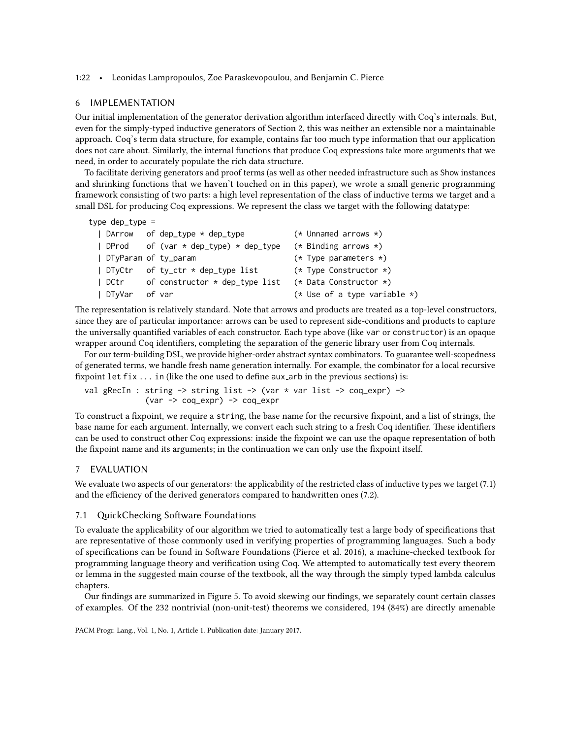## 6 IMPLEMENTATION

Our initial implementation of the generator derivation algorithm interfaced directly with Coq's internals. But, even for the simply-typed inductive generators of Section 2, this was neither an extensible nor a maintainable approach. Coq's term data structure, for example, contains far too much type information that our application does not care about. Similarly, the internal functions that produce Coq expressions take more arguments that we need, in order to accurately populate the rich data structure.

To facilitate deriving generators and proof terms (as well as other needed infrastructure such as Show instances and shrinking functions that we haven't touched on in this paper), we wrote a small generic programming framework consisting of two parts: a high level representation of the class of inductive terms we target and a small DSL for producing Coq expressions. We represent the class we target with the following datatype:

```
type dep_type =
  | DArrow   of dep_type * dep_type          (* Unnamed arrows *)
  | DProd    of (var * dep_type) * dep_type  (* Binding arrows *)
  | DTyParam of ty_param                     (* Type parameters *)
  | DTyCtr   of ty_ctr * dep_type list       (* Type Constructor *)
  | DCtr     of constructor * dep_type list  (* Data Constructor *)
  | DTyVar   of var                          (* Use of a type variable *)
```

The representation is relatively standard. Note that arrows and products are treated as a top-level constructors, since they are of particular importance: arrows can be used to represent side-conditions and products to capture the universally quantified variables of each constructor. Each type above (like var or constructor) is an opaque wrapper around Coq identifiers, completing the separation of the generic library user from Coq internals.

For our term-building DSL, we provide higher-order abstract syntax combinators. To guarantee well-scopedness of generated terms, we handle fresh name generation internally. For example, the combinator for a local recursive fixpoint let fix ... in (like the one used to define aux_arb in the previous sections) is:

```
val gRecIn : string -> string list -> (var * var list -> coq_expr) ->
             (var -> coq_expr) -> coq_expr
```

To construct a fixpoint, we require a string, the base name for the recursive fixpoint, and a list of strings, the base name for each argument. Internally, we convert each such string to a fresh Coq identifier. These identifiers can be used to construct other Coq expressions: inside the fixpoint we can use the opaque representation of both the fixpoint name and its arguments; in the continuation we can only use the fixpoint itself.

## 7 EVALUATION

We evaluate two aspects of our generators: the applicability of the restricted class of inductive types we target (7.1) and the efficiency of the derived generators compared to handwritten ones (7.2).

### 7.1 QuickChecking Software Foundations

To evaluate the applicability of our algorithm we tried to automatically test a large body of specifications that are representative of those commonly used in verifying properties of programming languages. Such a body of specifications can be found in Software Foundations (Pierce et al. 2016), a machine-checked textbook for programming language theory and verification using Coq. We attempted to automatically test every theorem or lemma in the suggested main course of the textbook, all the way through the simply typed lambda calculus chapters.

Our findings are summarized in Figure 5. To avoid skewing our findings, we separately count certain classes of examples. Of the 232 nontrivial (non-unit-test) theorems we considered, 194 (84%) are directly amenable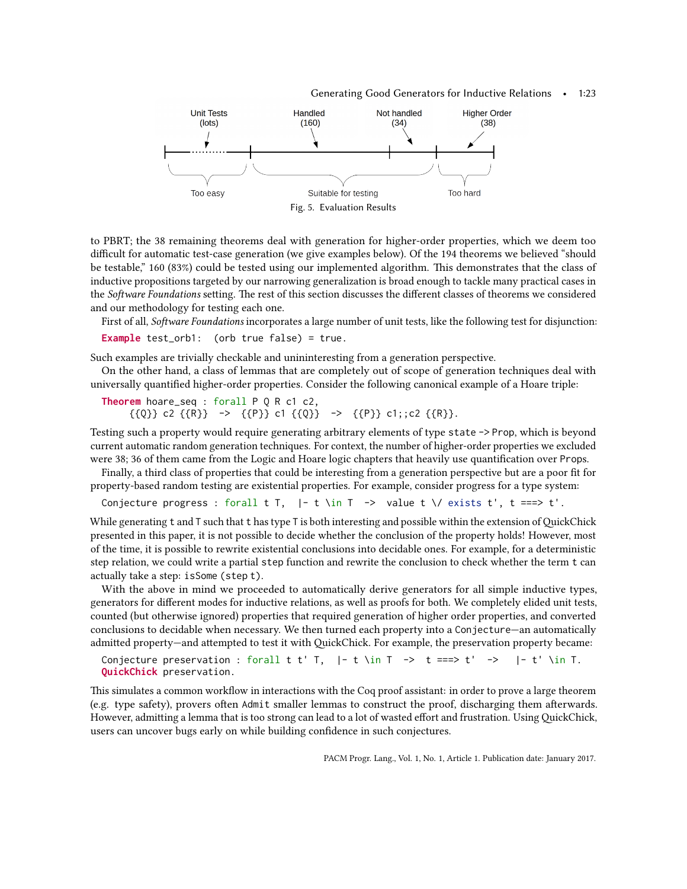Unit Tests (lots) | Handled (160) | Not handled (34) | Higher Order (38)

Too easy | Suitable for testing | Too hard

Fig. 5. Evaluation Results

to PBRT; the 38 remaining theorems deal with generation for higher-order properties, which we deem too difficult for automatic test-case generation (we give examples below). Of the 194 theorems we believed "should be testable," 160 (83%) could be tested using our implemented algorithm. This demonstrates that the class of inductive propositions targeted by our narrowing generalization is broad enough to tackle many practical cases in the *Software Foundations* setting. The rest of this section discusses the different classes of theorems we considered and our methodology for testing each one.

First of all, *Software Foundations* incorporates a large number of unit tests, like the following test for disjunction:

```
Example test_orb1:  (orb true false) = true.
```

Such examples are trivially checkable and unininteresting from a generation perspective.

On the other hand, a class of lemmas that are completely out of scope of generation techniques deal with universally quantified higher-order properties. Consider the following canonical example of a Hoare triple:

```
Theorem hoare_seq : forall P Q R c1 c2,
     {{Q}} c2 {{R}}  ->  {{P}} c1 {{Q}}  ->  {{P}} c1;;c2 {{R}}.
```

Testing such a property would require generating arbitrary elements of type `state -> Prop`, which is beyond current automatic random generation techniques. For context, the number of higher-order properties we excluded were 38; 36 of them came from the Logic and Hoare logic chapters that heavily use quantification over `Prop`s.

Finally, a third class of properties that could be interesting from a generation perspective but are a poor fit for property-based random testing are existential properties. For example, consider progress for a type system:

```
Conjecture progress : forall t T,  |- t \in T  ->  value t \/ exists t', t ===> t'.
```

While generating `t` and `T` such that `t` has type `T` is both interesting and possible within the extension of QuickChick presented in this paper, it is not possible to decide whether the conclusion of the property holds! However, most of the time, it is possible to rewrite existential conclusions into decidable ones. For example, for a deterministic step relation, we could write a partial `step` function and rewrite the conclusion to check whether the term `t` can actually take a step: `isSome (step t)`.

With the above in mind we proceeded to automatically derive generators for all simple inductive types, generators for different modes for inductive relations, as well as proofs for both. We completely elided unit tests, counted (but otherwise ignored) properties that required generation of higher order properties, and converted conclusions to decidable when necessary. We then turned each property into a `Conjecture`—an automatically admitted property—and attempted to test it with QuickChick. For example, the preservation property became:

```
Conjecture preservation : forall t t' T,  |- t \in T  ->  t ===> t'  ->   |- t' \in T.
QuickChick preservation.
```

This simulates a common workflow in interactions with the Coq proof assistant: in order to prove a large theorem (e.g. type safety), provers often `Admit` smaller lemmas to construct the proof, discharging them afterwards. However, admitting a lemma that is too strong can lead to a lot of wasted effort and frustration. Using QuickChick, users can uncover bugs early on while building confidence in such conjectures.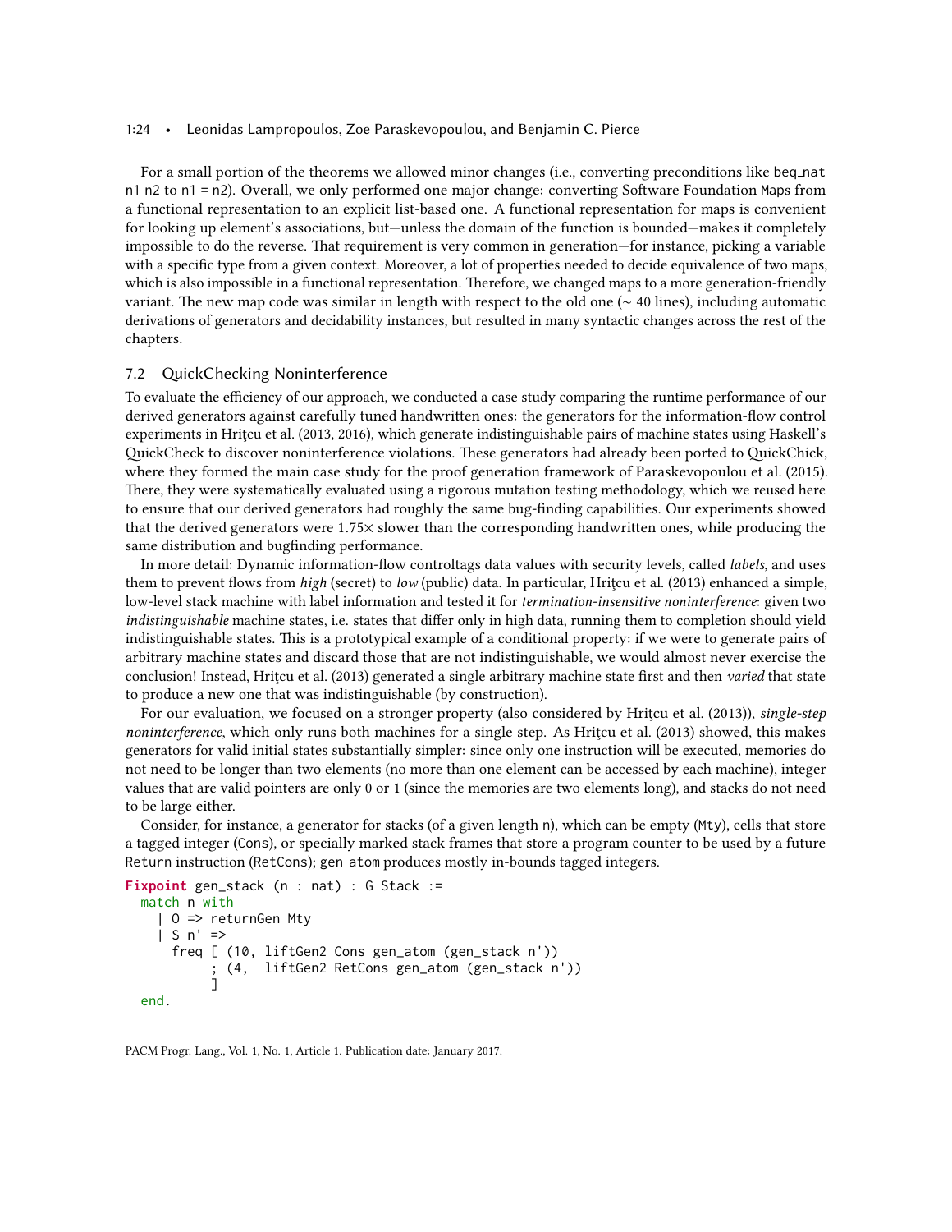For a small portion of the theorems we allowed minor changes (i.e., converting preconditions like `beq_nat n1 n2` to `n1 = n2`). Overall, we only performed one major change: converting Software Foundation `Maps` from a functional representation to an explicit list-based one. A functional representation for maps is convenient for looking up element's associations, but—unless the domain of the function is bounded—makes it completely impossible to do the reverse. That requirement is very common in generation—for instance, picking a variable with a specific type from a given context. Moreover, a lot of properties needed to decide equivalence of two maps, which is also impossible in a functional representation. Therefore, we changed maps to a more generation-friendly variant. The new map code was similar in length with respect to the old one (∼ 40 lines), including automatic derivations of generators and decidability instances, but resulted in many syntactic changes across the rest of the chapters.

## 7.2 QuickChecking Noninterference

To evaluate the efficiency of our approach, we conducted a case study comparing the runtime performance of our derived generators against carefully tuned handwritten ones: the generators for the information-flow control experiments in Hriţcu et al. (2013, 2016), which generate indistinguishable pairs of machine states using Haskell's QuickCheck to discover noninterference violations. These generators had already been ported to QuickChick, where they formed the main case study for the proof generation framework of Paraskevopoulou et al. (2015). There, they were systematically evaluated using a rigorous mutation testing methodology, which we reused here to ensure that our derived generators had roughly the same bug-finding capabilities. Our experiments showed that the derived generators were 1.75× slower than the corresponding handwritten ones, while producing the same distribution and bugfinding performance.

In more detail: Dynamic information-flow controltags data values with security levels, called *labels*, and uses them to prevent flows from *high* (secret) to *low* (public) data. In particular, Hriţcu et al. (2013) enhanced a simple, low-level stack machine with label information and tested it for *termination-insensitive noninterference*: given two *indistinguishable* machine states, i.e. states that differ only in high data, running them to completion should yield indistinguishable states. This is a prototypical example of a conditional property: if we were to generate pairs of arbitrary machine states and discard those that are not indistinguishable, we would almost never exercise the conclusion! Instead, Hriţcu et al. (2013) generated a single arbitrary machine state first and then *varied* that state to produce a new one that was indistinguishable (by construction).

For our evaluation, we focused on a stronger property (also considered by Hriţcu et al. (2013)), *single-step noninterference*, which only runs both machines for a single step. As Hriţcu et al. (2013) showed, this makes generators for valid initial states substantially simpler: since only one instruction will be executed, memories do not need to be longer than two elements (no more than one element can be accessed by each machine), integer values that are valid pointers are only 0 or 1 (since the memories are two elements long), and stacks do not need to be large either.

Consider, for instance, a generator for stacks (of a given length `n`), which can be empty (`Mty`), cells that store a tagged integer (`Cons`), or specially marked stack frames that store a program counter to be used by a future `Return` instruction (`RetCons`); `gen_atom` produces mostly in-bounds tagged integers.

```
Fixpoint gen_stack (n : nat) : G Stack :=
  match n with
    | O => returnGen Mty
    | S n' =>
      freq [ (10, liftGen2 Cons gen_atom (gen_stack n'))
           ; (4,  liftGen2 RetCons gen_atom (gen_stack n'))
           ]
  end.
```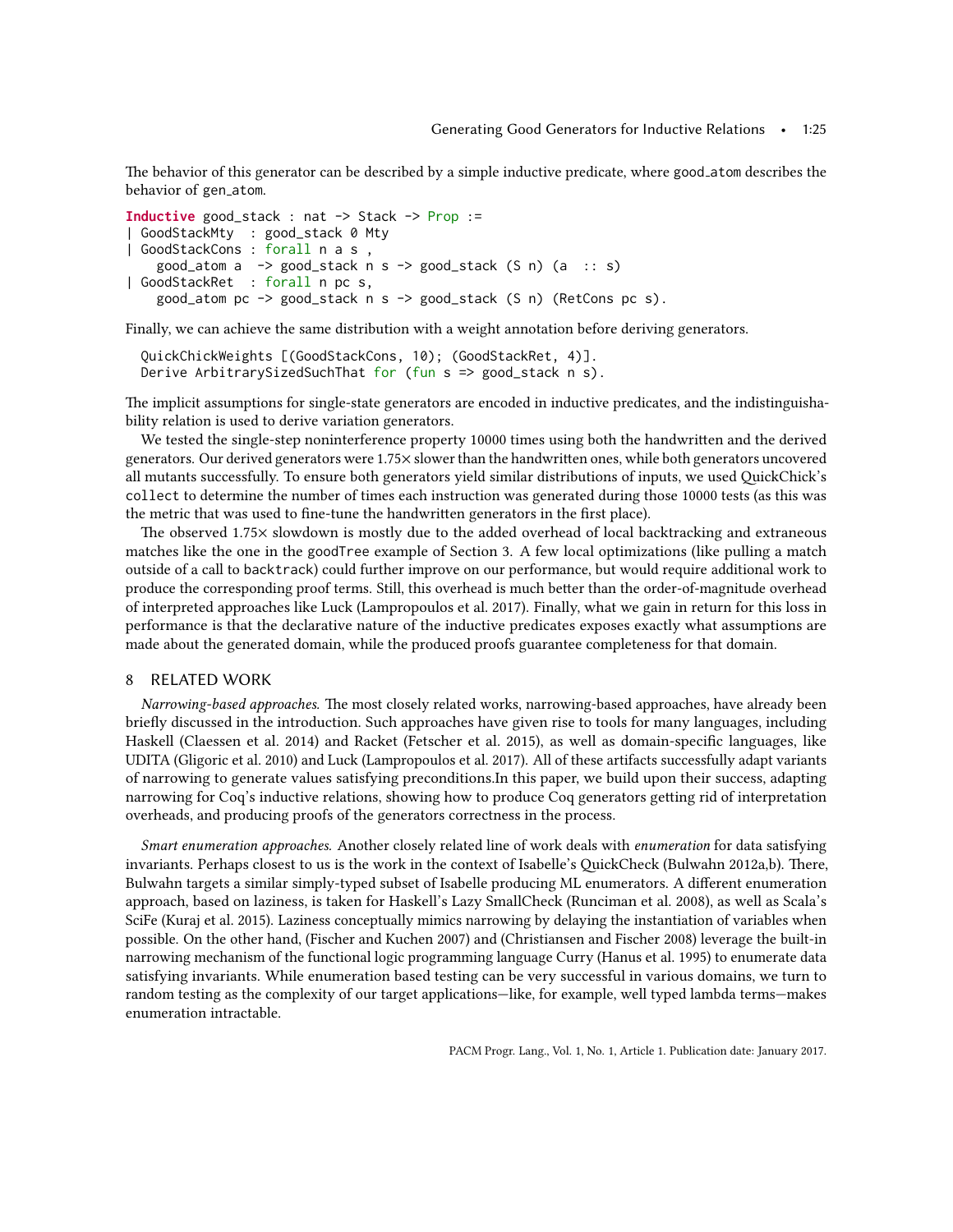The behavior of this generator can be described by a simple inductive predicate, where good_atom describes the behavior of gen_atom.

```
Inductive good_stack : nat -> Stack -> Prop :=
| GoodStackMty  : good_stack 0 Mty
| GoodStackCons : forall n a s ,
    good_atom a  -> good_stack n s -> good_stack (S n) (a  :: s)
| GoodStackRet  : forall n pc s,
    good_atom pc -> good_stack n s -> good_stack (S n) (RetCons pc s).
```

Finally, we can achieve the same distribution with a weight annotation before deriving generators.

```
QuickChickWeights [(GoodStackCons, 10); (GoodStackRet, 4)].
Derive ArbitrarySizedSuchThat for (fun s => good_stack n s).
```

The implicit assumptions for single-state generators are encoded in inductive predicates, and the indistinguishability relation is used to derive variation generators.

We tested the single-step noninterference property 10000 times using both the handwritten and the derived generators. Our derived generators were 1.75× slower than the handwritten ones, while both generators uncovered all mutants successfully. To ensure both generators yield similar distributions of inputs, we used QuickChick's collect to determine the number of times each instruction was generated during those 10000 tests (as this was the metric that was used to fine-tune the handwritten generators in the first place).

The observed 1.75× slowdown is mostly due to the added overhead of local backtracking and extraneous matches like the one in the goodTree example of Section 3. A few local optimizations (like pulling a match outside of a call to backtrack) could further improve on our performance, but would require additional work to produce the corresponding proof terms. Still, this overhead is much better than the order-of-magnitude overhead of interpreted approaches like Luck (Lampropoulos et al. 2017). Finally, what we gain in return for this loss in performance is that the declarative nature of the inductive predicates exposes exactly what assumptions are made about the generated domain, while the produced proofs guarantee completeness for that domain.

## 8 RELATED WORK

*Narrowing-based approaches.* The most closely related works, narrowing-based approaches, have already been briefly discussed in the introduction. Such approaches have given rise to tools for many languages, including Haskell (Claessen et al. 2014) and Racket (Fetscher et al. 2015), as well as domain-specific languages, like UDITA (Gligoric et al. 2010) and Luck (Lampropoulos et al. 2017). All of these artifacts successfully adapt variants of narrowing to generate values satisfying preconditions.In this paper, we build upon their success, adapting narrowing for Coq's inductive relations, showing how to produce Coq generators getting rid of interpretation overheads, and producing proofs of the generators correctness in the process.

*Smart enumeration approaches.* Another closely related line of work deals with *enumeration* for data satisfying invariants. Perhaps closest to us is the work in the context of Isabelle's QuickCheck (Bulwahn 2012a,b). There, Bulwahn targets a similar simply-typed subset of Isabelle producing ML enumerators. A different enumeration approach, based on laziness, is taken for Haskell's Lazy SmallCheck (Runciman et al. 2008), as well as Scala's SciFe (Kuraj et al. 2015). Laziness conceptually mimics narrowing by delaying the instantiation of variables when possible. On the other hand, (Fischer and Kuchen 2007) and (Christiansen and Fischer 2008) leverage the built-in narrowing mechanism of the functional logic programming language Curry (Hanus et al. 1995) to enumerate data satisfying invariants. While enumeration based testing can be very successful in various domains, we turn to random testing as the complexity of our target applications—like, for example, well typed lambda terms—makes enumeration intractable.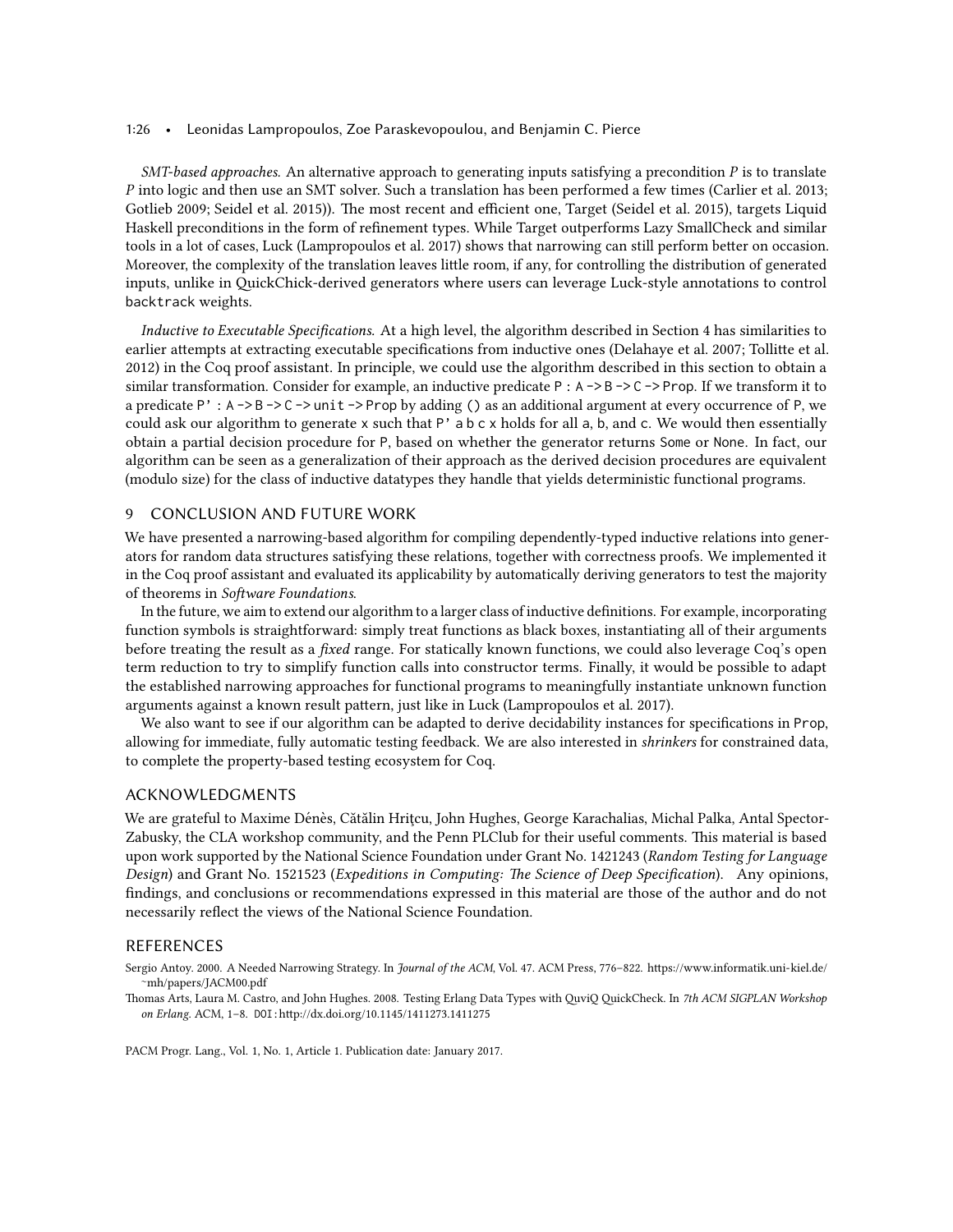*SMT-based approaches.* An alternative approach to generating inputs satisfying a precondition $P$ is to translate $P$ into logic and then use an SMT solver. Such a translation has been performed a few times (Carlier et al. 2013; Gotlieb 2009; Seidel et al. 2015)). The most recent and efficient one, Target (Seidel et al. 2015), targets Liquid Haskell preconditions in the form of refinement types. While Target outperforms Lazy SmallCheck and similar tools in a lot of cases, Luck (Lampropoulos et al. 2017) shows that narrowing can still perform better on occasion. Moreover, the complexity of the translation leaves little room, if any, for controlling the distribution of generated inputs, unlike in QuickChick-derived generators where users can leverage Luck-style annotations to control `backtrack` weights.

*Inductive to Executable Specifications.* At a high level, the algorithm described in Section 4 has similarities to earlier attempts at extracting executable specifications from inductive ones (Delahaye et al. 2007; Tollitte et al. 2012) in the Coq proof assistant. In principle, we could use the algorithm described in this section to obtain a similar transformation. Consider for example, an inductive predicate `P : A -> B -> C -> Prop`. If we transform it to a predicate `P' : A -> B -> C -> unit -> Prop` by adding `()` as an additional argument at every occurrence of `P`, we could ask our algorithm to generate `x` such that `P' a b c x` holds for all `a`, `b`, and `c`. We would then essentially obtain a partial decision procedure for `P`, based on whether the generator returns `Some` or `None`. In fact, our algorithm can be seen as a generalization of their approach as the derived decision procedures are equivalent (modulo size) for the class of inductive datatypes they handle that yields deterministic functional programs.

## 9 CONCLUSION AND FUTURE WORK

We have presented a narrowing-based algorithm for compiling dependently-typed inductive relations into generators for random data structures satisfying these relations, together with correctness proofs. We implemented it in the Coq proof assistant and evaluated its applicability by automatically deriving generators to test the majority of theorems in *Software Foundations*.

In the future, we aim to extend our algorithm to a larger class of inductive definitions. For example, incorporating function symbols is straightforward: simply treat functions as black boxes, instantiating all of their arguments before treating the result as a *fixed* range. For statically known functions, we could also leverage Coq's open term reduction to try to simplify function calls into constructor terms. Finally, it would be possible to adapt the established narrowing approaches for functional programs to meaningfully instantiate unknown function arguments against a known result pattern, just like in Luck (Lampropoulos et al. 2017).

We also want to see if our algorithm can be adapted to derive decidability instances for specifications in `Prop`, allowing for immediate, fully automatic testing feedback. We are also interested in *shrinkers* for constrained data, to complete the property-based testing ecosystem for Coq.

## ACKNOWLEDGMENTS

We are grateful to Maxime Dénès, Cătălin Hriţcu, John Hughes, George Karachalias, Michal Palka, Antal Spector-Zabusky, the CLA workshop community, and the Penn PLClub for their useful comments. This material is based upon work supported by the National Science Foundation under Grant No. 1421243 (*Random Testing for Language Design*) and Grant No. 1521523 (*Expeditions in Computing: The Science of Deep Specification*). Any opinions, findings, and conclusions or recommendations expressed in this material are those of the author and do not necessarily reflect the views of the National Science Foundation.

## REFERENCES

Sergio Antoy. 2000. A Needed Narrowing Strategy. In *Journal of the ACM*, Vol. 47. ACM Press, 776–822. https://www.informatik.uni-kiel.de/~mh/papers/JACM00.pdf

Thomas Arts, Laura M. Castro, and John Hughes. 2008. Testing Erlang Data Types with QuviQ QuickCheck. In *7th ACM SIGPLAN Workshop on Erlang*. ACM, 1–8. DOI: http://dx.doi.org/10.1145/1411273.1411275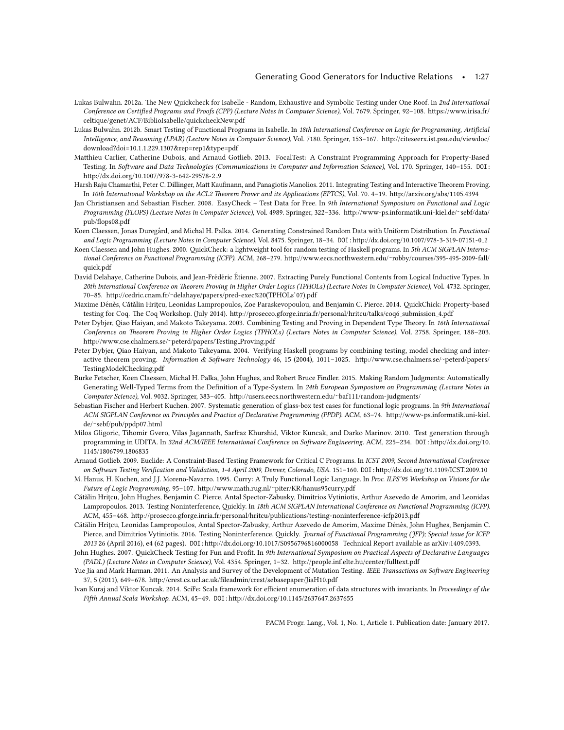Lukas Bulwahn. 2012a. The New Quickcheck for Isabelle - Random, Exhaustive and Symbolic Testing under One Roof. In *2nd International Conference on Certified Programs and Proofs (CPP) (Lecture Notes in Computer Science)*, Vol. 7679. Springer, 92–108. https://www.irisa.fr/celtique/genet/ACF/BiblioIsabelle/quickcheckNew.pdf

Lukas Bulwahn. 2012b. Smart Testing of Functional Programs in Isabelle. In *18th International Conference on Logic for Programming, Artificial Intelligence, and Reasoning (LPAR) (Lecture Notes in Computer Science)*, Vol. 7180. Springer, 153–167. http://citeseerx.ist.psu.edu/viewdoc/download?doi=10.1.1.229.1307&rep=rep1&type=pdf

Matthieu Carlier, Catherine Dubois, and Arnaud Gotlieb. 2013. FocalTest: A Constraint Programming Approach for Property-Based Testing. In *Software and Data Technologies (Communications in Computer and Information Science)*, Vol. 170. Springer, 140–155. DOI: http://dx.doi.org/10.1007/978-3-642-29578-2_9

Harsh Raju Chamarthi, Peter C. Dillinger, Matt Kaufmann, and Panagiotis Manolios. 2011. Integrating Testing and Interactive Theorem Proving. In *10th International Workshop on the ACL2 Theorem Prover and its Applications (EPTCS)*, Vol. 70. 4–19. http://arxiv.org/abs/1105.4394

Jan Christiansen and Sebastian Fischer. 2008. EasyCheck – Test Data for Free. In *9th International Symposium on Functional and Logic Programming (FLOPS) (Lecture Notes in Computer Science)*, Vol. 4989. Springer, 322–336. http://www-ps.informatik.uni-kiel.de/~sebf/data/pub/flops08.pdf

Koen Claessen, Jonas Duregård, and Michal H. Palka. 2014. Generating Constrained Random Data with Uniform Distribution. In *Functional and Logic Programming (Lecture Notes in Computer Science)*, Vol. 8475. Springer, 18–34. DOI: http://dx.doi.org/10.1007/978-3-319-07151-0_2

Koen Claessen and John Hughes. 2000. QuickCheck: a lightweight tool for random testing of Haskell programs. In *5th ACM SIGPLAN International Conference on Functional Programming (ICFP)*. ACM, 268–279. http://www.eecs.northwestern.edu/~robby/courses/395-495-2009-fall/quick.pdf

David Delahaye, Catherine Dubois, and Jean-Frédéric Étienne. 2007. Extracting Purely Functional Contents from Logical Inductive Types. In *20th International Conference on Theorem Proving in Higher Order Logics (TPHOLs) (Lecture Notes in Computer Science)*, Vol. 4732. Springer, 70–85. http://cedric.cnam.fr/~delahaye/papers/pred-exec%20(TPHOLs'07).pdf

Maxime Dénès, Cătălin Hriţcu, Leonidas Lampropoulos, Zoe Paraskevopoulou, and Benjamin C. Pierce. 2014. QuickChick: Property-based testing for Coq. The Coq Workshop. (July 2014). http://prosecco.gforge.inria.fr/personal/hritcu/talks/coq6_submission_4.pdf

Peter Dybjer, Qiao Haiyan, and Makoto Takeyama. 2003. Combining Testing and Proving in Dependent Type Theory. In *16th International Conference on Theorem Proving in Higher Order Logics (TPHOLs) (Lecture Notes in Computer Science)*, Vol. 2758. Springer, 188–203. http://www.cse.chalmers.se/~peterd/papers/Testing_Proving.pdf

Peter Dybjer, Qiao Haiyan, and Makoto Takeyama. 2004. Verifying Haskell programs by combining testing, model checking and interactive theorem proving. *Information & Software Technology* 46, 15 (2004), 1011–1025. http://www.cse.chalmers.se/~peterd/papers/TestingModelChecking.pdf

Burke Fetscher, Koen Claessen, Michal H. Palka, John Hughes, and Robert Bruce Findler. 2015. Making Random Judgments: Automatically Generating Well-Typed Terms from the Definition of a Type-System. In *24th European Symposium on Programming (Lecture Notes in Computer Science)*, Vol. 9032. Springer, 383–405. http://users.eecs.northwestern.edu/~baf111/random-judgments/

Sebastian Fischer and Herbert Kuchen. 2007. Systematic generation of glass-box test cases for functional logic programs. In *9th International ACM SIGPLAN Conference on Principles and Practice of Declarative Programming (PPDP)*. ACM, 63–74. http://www-ps.informatik.uni-kiel.de/~sebf/pub/ppdp07.html

Milos Gligoric, Tihomir Gvero, Vilas Jagannath, Sarfraz Khurshid, Viktor Kuncak, and Darko Marinov. 2010. Test generation through programming in UDITA. In *32nd ACM/IEEE International Conference on Software Engineering*. ACM, 225–234. DOI: http://dx.doi.org/10.1145/1806799.1806835

Arnaud Gotlieb. 2009. Euclide: A Constraint-Based Testing Framework for Critical C Programs. In *ICST 2009, Second International Conference on Software Testing Verification and Validation, 1-4 April 2009, Denver, Colorado, USA*. 151–160. DOI: http://dx.doi.org/10.1109/ICST.2009.10

M. Hanus, H. Kuchen, and J.J. Moreno-Navarro. 1995. Curry: A Truly Functional Logic Language. In *Proc. ILPS'95 Workshop on Visions for the Future of Logic Programming*. 95–107. http://www.math.rug.nl/~piter/KR/hanus95curry.pdf

Cătălin Hriţcu, John Hughes, Benjamin C. Pierce, Antal Spector-Zabusky, Dimitrios Vytiniotis, Arthur Azevedo de Amorim, and Leonidas Lampropoulos. 2013. Testing Noninterference, Quickly. In *18th ACM SIGPLAN International Conference on Functional Programming (ICFP)*. ACM, 455–468. http://prosecco.gforge.inria.fr/personal/hritcu/publications/testing-noninterference-icfp2013.pdf

Cătălin Hriţcu, Leonidas Lampropoulos, Antal Spector-Zabusky, Arthur Azevedo de Amorim, Maxime Dénès, John Hughes, Benjamin C. Pierce, and Dimitrios Vytiniotis. 2016. Testing Noninterference, Quickly. *Journal of Functional Programming (JFP); Special issue for ICFP 2013* 26 (April 2016), e4 (62 pages). DOI: http://dx.doi.org/10.1017/S0956796816000058 Technical Report available as arXiv:1409.0393.

John Hughes. 2007. QuickCheck Testing for Fun and Profit. In *9th International Symposium on Practical Aspects of Declarative Languages (PADL) (Lecture Notes in Computer Science)*, Vol. 4354. Springer, 1–32. http://people.inf.elte.hu/center/fulltext.pdf

Yue Jia and Mark Harman. 2011. An Analysis and Survey of the Development of Mutation Testing. *IEEE Transactions on Software Engineering* 37, 5 (2011), 649–678. http://crest.cs.ucl.ac.uk/fileadmin/crest/sebasepaper/JiaH10.pdf

Ivan Kuraj and Viktor Kuncak. 2014. SciFe: Scala framework for efficient enumeration of data structures with invariants. In *Proceedings of the Fifth Annual Scala Workshop*. ACM, 45–49. DOI: http://dx.doi.org/10.1145/2637647.2637655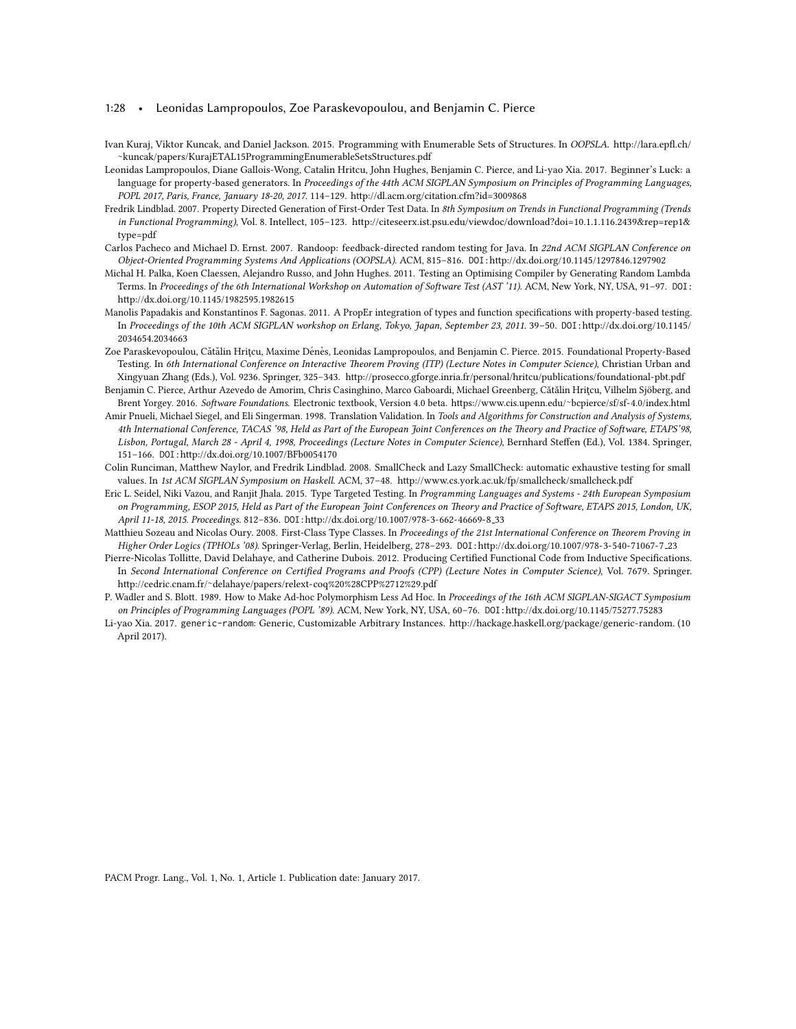Ivan Kuraj, Viktor Kuncak, and Daniel Jackson. 2015. Programming with Enumerable Sets of Structures. In *OOPSLA*. http://lara.epfl.ch/~kuncak/papers/KurajETAL15ProgrammingEnumerableSetsStructures.pdf

Leonidas Lampropoulos, Diane Gallois-Wong, Catalin Hritcu, John Hughes, Benjamin C. Pierce, and Li-yao Xia. 2017. Beginner's Luck: a language for property-based generators. In *Proceedings of the 44th ACM SIGPLAN Symposium on Principles of Programming Languages, POPL 2017, Paris, France, January 18-20, 2017*. 114–129. http://dl.acm.org/citation.cfm?id=3009868

Fredrik Lindblad. 2007. Property Directed Generation of First-Order Test Data. In *8th Symposium on Trends in Functional Programming (Trends in Functional Programming)*, Vol. 8. Intellect, 105–123. http://citeseerx.ist.psu.edu/viewdoc/download?doi=10.1.1.116.2439&rep=rep1&type=pdf

Carlos Pacheco and Michael D. Ernst. 2007. Randoop: feedback-directed random testing for Java. In *22nd ACM SIGPLAN Conference on Object-Oriented Programming Systems And Applications (OOPSLA)*. ACM, 815–816. DOI: http://dx.doi.org/10.1145/1297846.1297902

Michal H. Palka, Koen Claessen, Alejandro Russo, and John Hughes. 2011. Testing an Optimising Compiler by Generating Random Lambda Terms. In *Proceedings of the 6th International Workshop on Automation of Software Test (AST '11)*. ACM, New York, NY, USA, 91–97. DOI: http://dx.doi.org/10.1145/1982595.1982615

Manolis Papadakis and Konstantinos F. Sagonas. 2011. A PropEr integration of types and function specifications with property-based testing. In *Proceedings of the 10th ACM SIGPLAN workshop on Erlang, Tokyo, Japan, September 23, 2011*. 39–50. DOI: http://dx.doi.org/10.1145/2034654.2034663

Zoe Paraskevopoulou, Cătălin Hriţcu, Maxime Dénès, Leonidas Lampropoulos, and Benjamin C. Pierce. 2015. Foundational Property-Based Testing. In *6th International Conference on Interactive Theorem Proving (ITP) (Lecture Notes in Computer Science)*, Christian Urban and Xingyuan Zhang (Eds.), Vol. 9236. Springer, 325–343. http://prosecco.gforge.inria.fr/personal/hritcu/publications/foundational-pbt.pdf

Benjamin C. Pierce, Arthur Azevedo de Amorim, Chris Casinghino, Marco Gaboardi, Michael Greenberg, Cătălin Hriţcu, Vilhelm Sjöberg, and Brent Yorgey. 2016. *Software Foundations*. Electronic textbook, Version 4.0 beta. https://www.cis.upenn.edu/~bcpierce/sf/sf-4.0/index.html

Amir Pnueli, Michael Siegel, and Eli Singerman. 1998. Translation Validation. In *Tools and Algorithms for Construction and Analysis of Systems, 4th International Conference, TACAS '98, Held as Part of the European Joint Conferences on the Theory and Practice of Software, ETAPS'98, Lisbon, Portugal, March 28 - April 4, 1998, Proceedings (Lecture Notes in Computer Science)*, Bernhard Steffen (Ed.), Vol. 1384. Springer, 151–166. DOI: http://dx.doi.org/10.1007/BFb0054170

Colin Runciman, Matthew Naylor, and Fredrik Lindblad. 2008. SmallCheck and Lazy SmallCheck: automatic exhaustive testing for small values. In *1st ACM SIGPLAN Symposium on Haskell*. ACM, 37–48. http://www.cs.york.ac.uk/fp/smallcheck/smallcheck.pdf

Eric L. Seidel, Niki Vazou, and Ranjit Jhala. 2015. Type Targeted Testing. In *Programming Languages and Systems - 24th European Symposium on Programming, ESOP 2015, Held as Part of the European Joint Conferences on Theory and Practice of Software, ETAPS 2015, London, UK, April 11-18, 2015. Proceedings*. 812–836. DOI: http://dx.doi.org/10.1007/978-3-662-46669-8_33

Matthieu Sozeau and Nicolas Oury. 2008. First-Class Type Classes. In *Proceedings of the 21st International Conference on Theorem Proving in Higher Order Logics (TPHOLs '08)*. Springer-Verlag, Berlin, Heidelberg, 278–293. DOI: http://dx.doi.org/10.1007/978-3-540-71067-7_23

Pierre-Nicolas Tollitte, David Delahaye, and Catherine Dubois. 2012. Producing Certified Functional Code from Inductive Specifications. In *Second International Conference on Certified Programs and Proofs (CPP) (Lecture Notes in Computer Science)*, Vol. 7679. Springer. http://cedric.cnam.fr/~delahaye/papers/relext-coq%20%28CPP%2712%29.pdf

P. Wadler and S. Blott. 1989. How to Make Ad-hoc Polymorphism Less Ad Hoc. In *Proceedings of the 16th ACM SIGPLAN-SIGACT Symposium on Principles of Programming Languages (POPL '89)*. ACM, New York, NY, USA, 60–76. DOI: http://dx.doi.org/10.1145/75277.75283

Li-yao Xia. 2017. generic-random: Generic, Customizable Arbitrary Instances. http://hackage.haskell.org/package/generic-random. (10 April 2017).